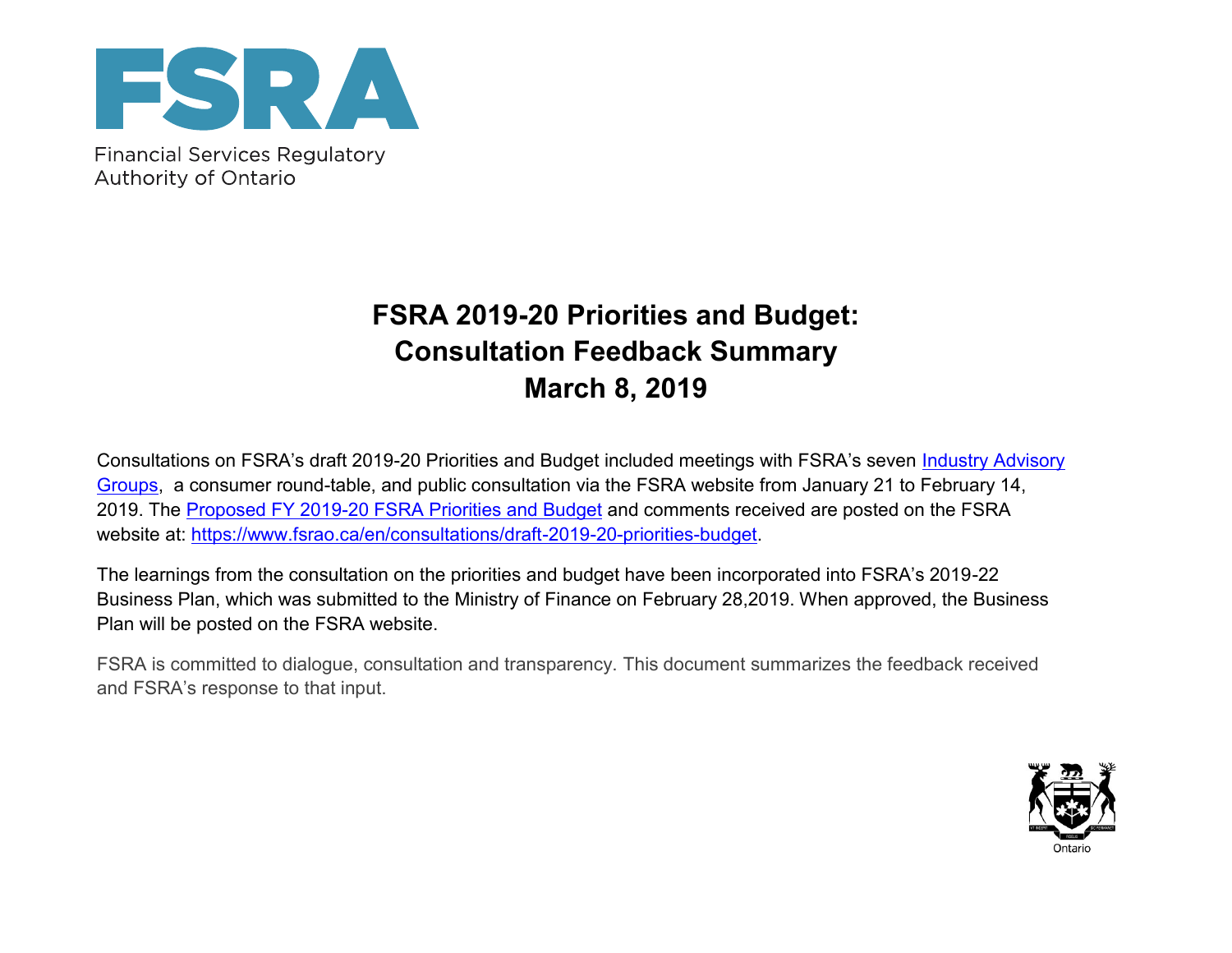FSRA

Financial Services Regulatory Authority of Ontario

# FSRA 2019-20 Priorities and Budget: Consultation Feedback Summary March 8, 2019

Consultations on FSRA's draft 2019-20 Priorities and Budget included meetings with FSRA's seven [Industry Advisory Groups](), a consumer round-table, and public consultation via the FSRA website from January 21 to February 14, 2019. The [Proposed FY 2019-20 FSRA Priorities and Budget]() and comments received are posted on the FSRA website at: [https://www.fsrao.ca/en/consultations/draft-2019-20-priorities-budget](https://www.fsrao.ca/en/consultations/draft-2019-20-priorities-budget).

The learnings from the consultation on the priorities and budget have been incorporated into FSRA's 2019-22 Business Plan, which was submitted to the Ministry of Finance on February 28,2019. When approved, the Business Plan will be posted on the FSRA website.

FSRA is committed to dialogue, consultation and transparency. This document summarizes the feedback received and FSRA's response to that input.

Ontario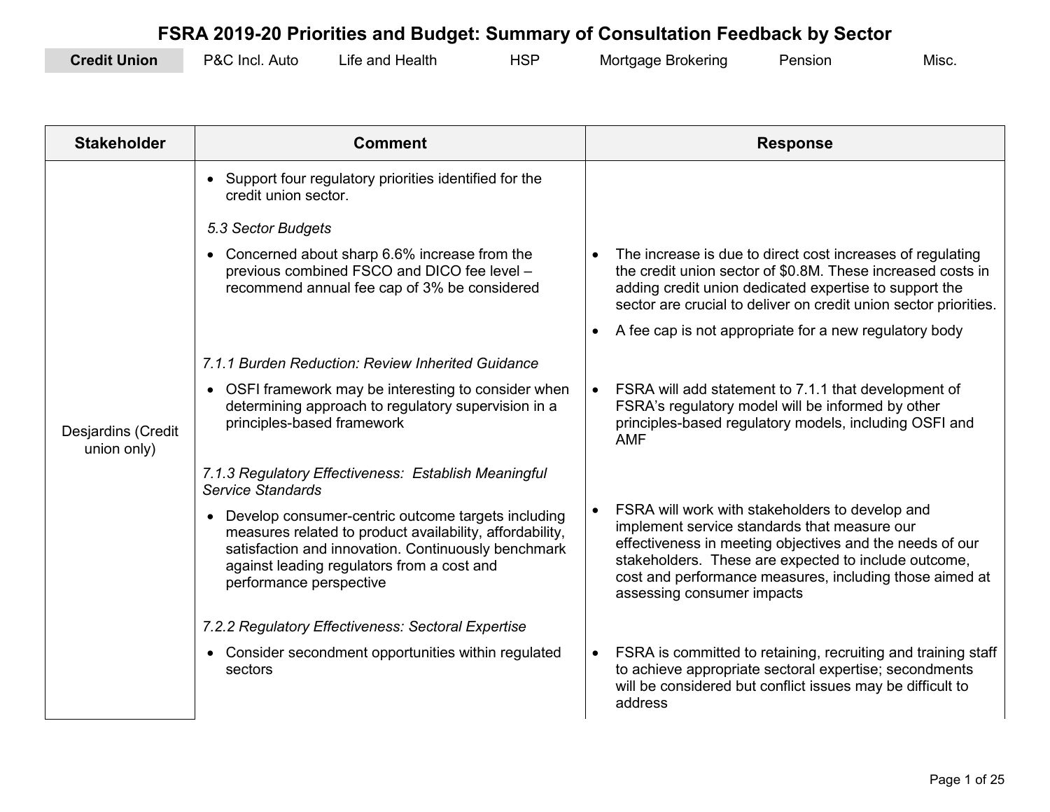# FSRA 2019-20 Priorities and Budget: Summary of Consultation Feedback by Sector

**Credit Union** | P&C Incl. Auto | Life and Health | HSP | Mortgage Brokering | Pension | Misc.

| Stakeholder | Comment | Response |
|---|---|---|
| Desjardins (Credit union only) | • Support four regulatory priorities identified for the credit union sector. | |
| | *5.3 Sector Budgets* | |
| | • Concerned about sharp 6.6% increase from the previous combined FSCO and DICO fee level – recommend annual fee cap of 3% be considered | • The increase is due to direct cost increases of regulating the credit union sector of $0.8M. These increased costs in adding credit union dedicated expertise to support the sector are crucial to deliver on credit union sector priorities.<br>• A fee cap is not appropriate for a new regulatory body |
| | *7.1.1 Burden Reduction: Review Inherited Guidance* | |
| | • OSFI framework may be interesting to consider when determining approach to regulatory supervision in a principles-based framework | • FSRA will add statement to 7.1.1 that development of FSRA's regulatory model will be informed by other principles-based regulatory models, including OSFI and AMF |
| | *7.1.3 Regulatory Effectiveness: Establish Meaningful Service Standards* | |
| | • Develop consumer-centric outcome targets including measures related to product availability, affordability, satisfaction and innovation. Continuously benchmark against leading regulators from a cost and performance perspective | • FSRA will work with stakeholders to develop and implement service standards that measure our effectiveness in meeting objectives and the needs of our stakeholders. These are expected to include outcome, cost and performance measures, including those aimed at assessing consumer impacts |
| | *7.2.2 Regulatory Effectiveness: Sectoral Expertise* | |
| | • Consider secondment opportunities within regulated sectors | • FSRA is committed to retaining, recruiting and training staff to achieve appropriate sectoral expertise; secondments will be considered but conflict issues may be difficult to address |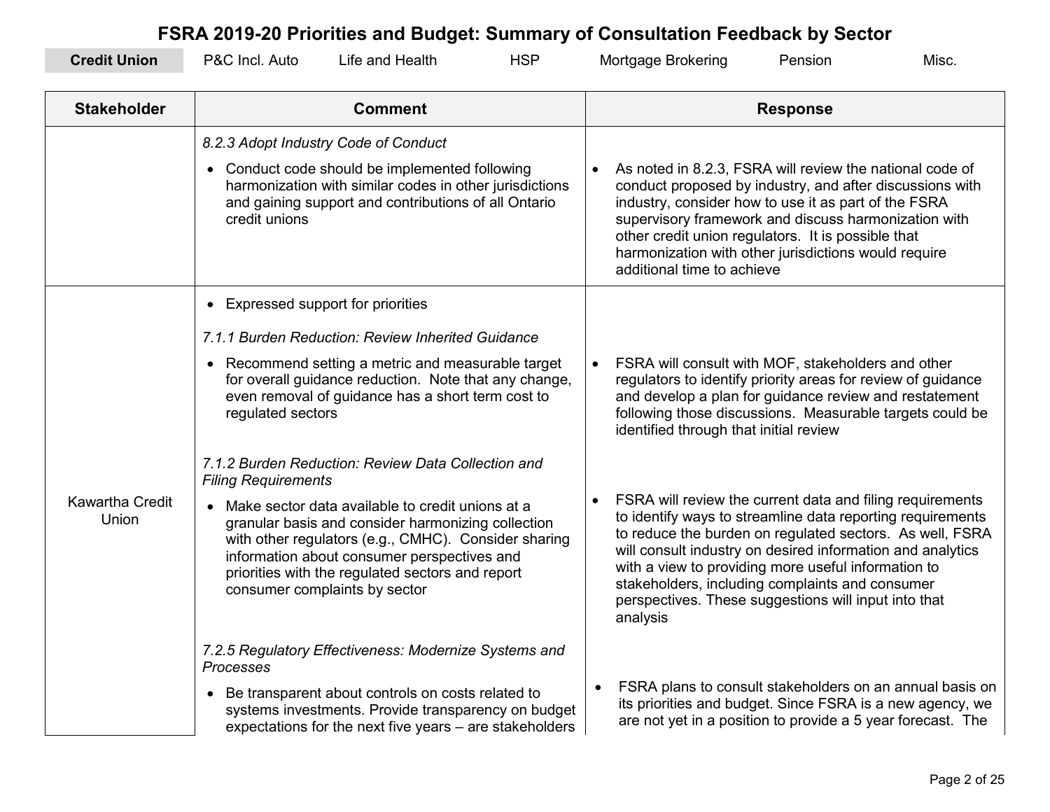# FSRA 2019-20 Priorities and Budget: Summary of Consultation Feedback by Sector

**Credit Union** | P&C Incl. Auto | Life and Health | HSP | Mortgage Brokering | Pension | Misc.

| Stakeholder | Comment | Response |
|---|---|---|
| | *8.2.3 Adopt Industry Code of Conduct*<br>• Conduct code should be implemented following harmonization with similar codes in other jurisdictions and gaining support and contributions of all Ontario credit unions | • As noted in 8.2.3, FSRA will review the national code of conduct proposed by industry, and after discussions with industry, consider how to use it as part of the FSRA supervisory framework and discuss harmonization with other credit union regulators. It is possible that harmonization with other jurisdictions would require additional time to achieve |
| Kawartha Credit Union | • Expressed support for priorities<br><br>*7.1.1 Burden Reduction: Review Inherited Guidance*<br>• Recommend setting a metric and measurable target for overall guidance reduction. Note that any change, even removal of guidance has a short term cost to regulated sectors<br><br>*7.1.2 Burden Reduction: Review Data Collection and Filing Requirements*<br>• Make sector data available to credit unions at a granular basis and consider harmonizing collection with other regulators (e.g., CMHC). Consider sharing information about consumer perspectives and priorities with the regulated sectors and report consumer complaints by sector<br><br>*7.2.5 Regulatory Effectiveness: Modernize Systems and Processes*<br>• Be transparent about controls on costs related to systems investments. Provide transparency on budget expectations for the next five years – are stakeholders | • FSRA will consult with MOF, stakeholders and other regulators to identify priority areas for review of guidance and develop a plan for guidance review and restatement following those discussions. Measurable targets could be identified through that initial review<br><br>• FSRA will review the current data and filing requirements to identify ways to streamline data reporting requirements to reduce the burden on regulated sectors. As well, FSRA will consult industry on desired information and analytics with a view to providing more useful information to stakeholders, including complaints and consumer perspectives. These suggestions will input into that analysis<br><br>• FSRA plans to consult stakeholders on an annual basis on its priorities and budget. Since FSRA is a new agency, we are not yet in a position to provide a 5 year forecast. The |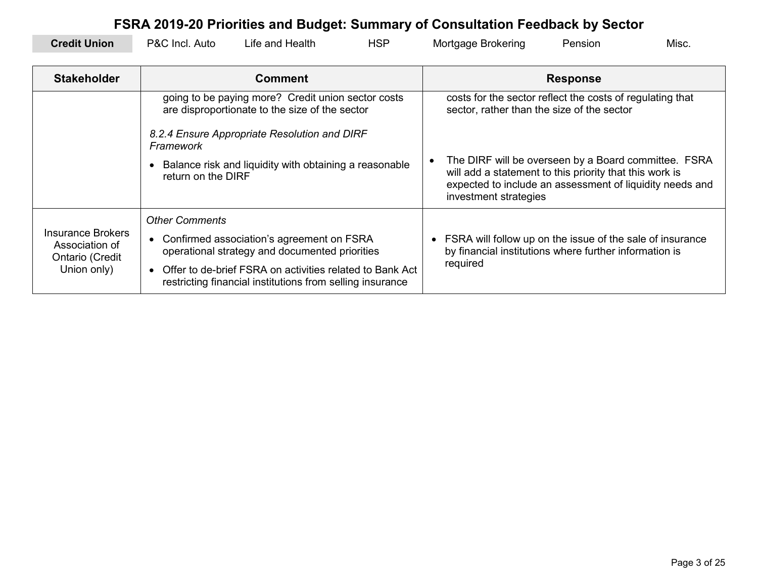# FSRA 2019-20 Priorities and Budget: Summary of Consultation Feedback by Sector

**Credit Union** | P&C Incl. Auto | Life and Health | HSP | Mortgage Brokering | Pension | Misc.

| Stakeholder | Comment | Response |
|---|---|---|
| | going to be paying more? Credit union sector costs are disproportionate to the size of the sector<br><br>*8.2.4 Ensure Appropriate Resolution and DIRF Framework*<br><br>• Balance risk and liquidity with obtaining a reasonable return on the DIRF | costs for the sector reflect the costs of regulating that sector, rather than the size of the sector<br><br>• The DIRF will be overseen by a Board committee. FSRA will add a statement to this priority that this work is expected to include an assessment of liquidity needs and investment strategies |
| Insurance Brokers Association of Ontario (Credit Union only) | *Other Comments*<br><br>• Confirmed association's agreement on FSRA operational strategy and documented priorities<br>• Offer to de-brief FSRA on activities related to Bank Act restricting financial institutions from selling insurance | • FSRA will follow up on the issue of the sale of insurance by financial institutions where further information is required |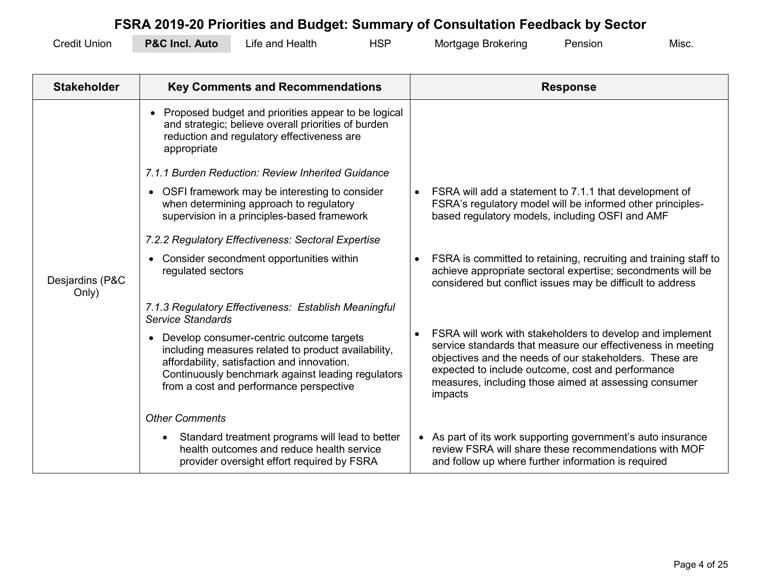# FSRA 2019-20 Priorities and Budget: Summary of Consultation Feedback by Sector

Credit Union | **P&C Incl. Auto** | Life and Health | HSP | Mortgage Brokering | Pension | Misc.

| Stakeholder | Key Comments and Recommendations | Response |
|---|---|---|
| Desjardins (P&C Only) | • Proposed budget and priorities appear to be logical and strategic; believe overall priorities of burden reduction and regulatory effectiveness are appropriate | |
| | *7.1.1 Burden Reduction: Review Inherited Guidance* | |
| | • OSFI framework may be interesting to consider when determining approach to regulatory supervision in a principles-based framework | • FSRA will add a statement to 7.1.1 that development of FSRA's regulatory model will be informed other principles-based regulatory models, including OSFI and AMF |
| | *7.2.2 Regulatory Effectiveness: Sectoral Expertise* | |
| | • Consider secondment opportunities within regulated sectors | • FSRA is committed to retaining, recruiting and training staff to achieve appropriate sectoral expertise; secondments will be considered but conflict issues may be difficult to address |
| | *7.1.3 Regulatory Effectiveness: Establish Meaningful Service Standards* | |
| | • Develop consumer-centric outcome targets including measures related to product availability, affordability, satisfaction and innovation. Continuously benchmark against leading regulators from a cost and performance perspective | • FSRA will work with stakeholders to develop and implement service standards that measure our effectiveness in meeting objectives and the needs of our stakeholders. These are expected to include outcome, cost and performance measures, including those aimed at assessing consumer impacts |
| | *Other Comments* | |
| | • Standard treatment programs will lead to better health outcomes and reduce health service provider oversight effort required by FSRA | • As part of its work supporting government's auto insurance review FSRA will share these recommendations with MOF and follow up where further information is required |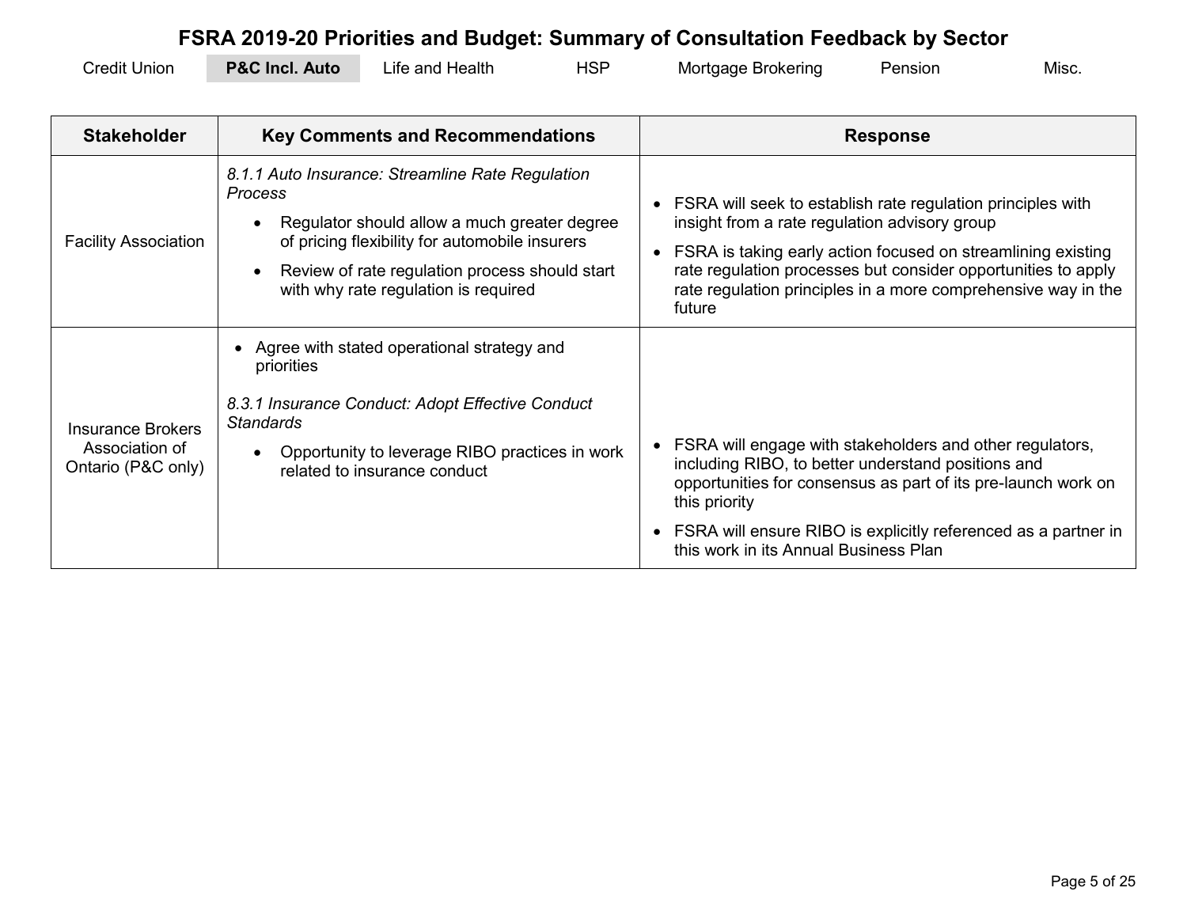# FSRA 2019-20 Priorities and Budget: Summary of Consultation Feedback by Sector

Credit Union | **P&C Incl. Auto** | Life and Health | HSP | Mortgage Brokering | Pension | Misc.

| Stakeholder | Key Comments and Recommendations | Response |
|---|---|---|
| Facility Association | *8.1.1 Auto Insurance: Streamline Rate Regulation Process*<br>• Regulator should allow a much greater degree of pricing flexibility for automobile insurers<br>• Review of rate regulation process should start with why rate regulation is required | • FSRA will seek to establish rate regulation principles with insight from a rate regulation advisory group<br>• FSRA is taking early action focused on streamlining existing rate regulation processes but consider opportunities to apply rate regulation principles in a more comprehensive way in the future |
| Insurance Brokers Association of Ontario (P&C only) | • Agree with stated operational strategy and priorities<br>*8.3.1 Insurance Conduct: Adopt Effective Conduct Standards*<br>• Opportunity to leverage RIBO practices in work related to insurance conduct | • FSRA will engage with stakeholders and other regulators, including RIBO, to better understand positions and opportunities for consensus as part of its pre-launch work on this priority<br>• FSRA will ensure RIBO is explicitly referenced as a partner in this work in its Annual Business Plan |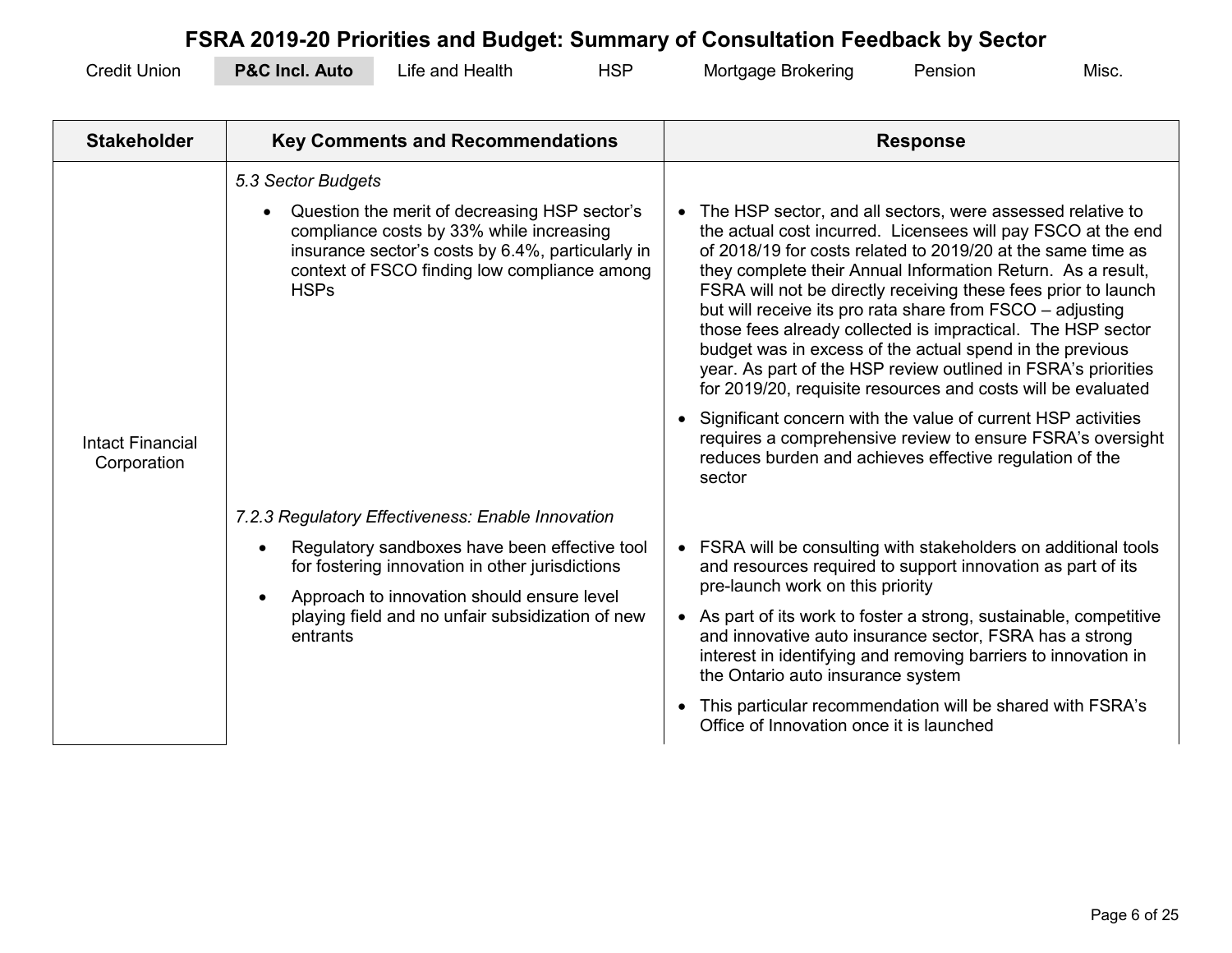# FSRA 2019-20 Priorities and Budget: Summary of Consultation Feedback by Sector

Credit Union | **P&C Incl. Auto** | Life and Health | HSP | Mortgage Brokering | Pension | Misc.

| Stakeholder | Key Comments and Recommendations | Response |
|---|---|---|
| Intact Financial Corporation | *5.3 Sector Budgets*<br>• Question the merit of decreasing HSP sector's compliance costs by 33% while increasing insurance sector's costs by 6.4%, particularly in context of FSCO finding low compliance among HSPs | • The HSP sector, and all sectors, were assessed relative to the actual cost incurred. Licensees will pay FSCO at the end of 2018/19 for costs related to 2019/20 at the same time as they complete their Annual Information Return. As a result, FSRA will not be directly receiving these fees prior to launch but will receive its pro rata share from FSCO – adjusting those fees already collected is impractical. The HSP sector budget was in excess of the actual spend in the previous year. As part of the HSP review outlined in FSRA's priorities for 2019/20, requisite resources and costs will be evaluated<br>• Significant concern with the value of current HSP activities requires a comprehensive review to ensure FSRA's oversight reduces burden and achieves effective regulation of the sector |
| | *7.2.3 Regulatory Effectiveness: Enable Innovation*<br>• Regulatory sandboxes have been effective tool for fostering innovation in other jurisdictions<br>• Approach to innovation should ensure level playing field and no unfair subsidization of new entrants | • FSRA will be consulting with stakeholders on additional tools and resources required to support innovation as part of its pre-launch work on this priority<br>• As part of its work to foster a strong, sustainable, competitive and innovative auto insurance sector, FSRA has a strong interest in identifying and removing barriers to innovation in the Ontario auto insurance system<br>• This particular recommendation will be shared with FSRA's Office of Innovation once it is launched |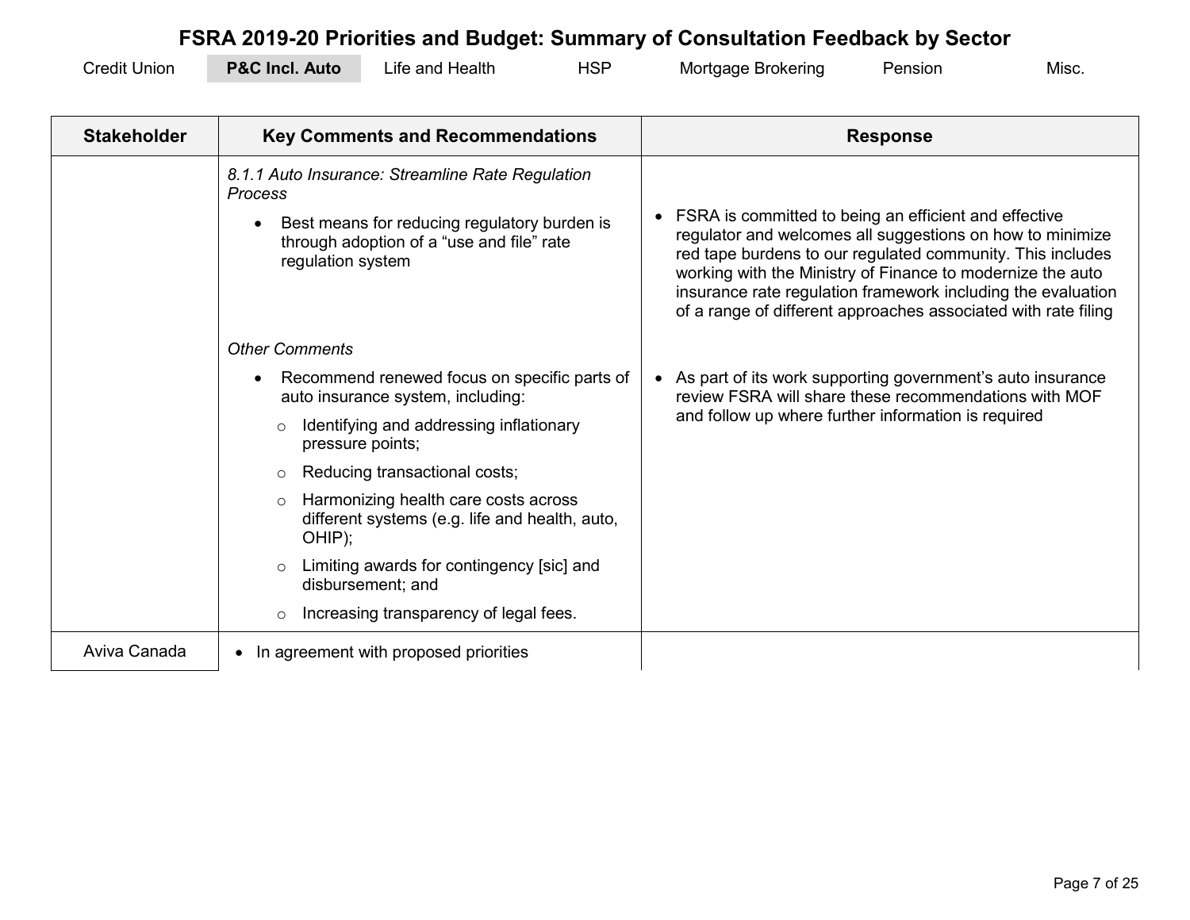# FSRA 2019-20 Priorities and Budget: Summary of Consultation Feedback by Sector

Credit Union | **P&C Incl. Auto** | Life and Health | HSP | Mortgage Brokering | Pension | Misc.

| Stakeholder | Key Comments and Recommendations | Response |
|---|---|---|
| | *8.1.1 Auto Insurance: Streamline Rate Regulation Process*<br>• Best means for reducing regulatory burden is through adoption of a "use and file" rate regulation system | • FSRA is committed to being an efficient and effective regulator and welcomes all suggestions on how to minimize red tape burdens to our regulated community. This includes working with the Ministry of Finance to modernize the auto insurance rate regulation framework including the evaluation of a range of different approaches associated with rate filing |
| | *Other Comments*<br>• Recommend renewed focus on specific parts of auto insurance system, including:<br>  ○ Identifying and addressing inflationary pressure points;<br>  ○ Reducing transactional costs;<br>  ○ Harmonizing health care costs across different systems (e.g. life and health, auto, OHIP);<br>  ○ Limiting awards for contingency [sic] and disbursement; and<br>  ○ Increasing transparency of legal fees. | • As part of its work supporting government's auto insurance review FSRA will share these recommendations with MOF and follow up where further information is required |
| Aviva Canada | • In agreement with proposed priorities | |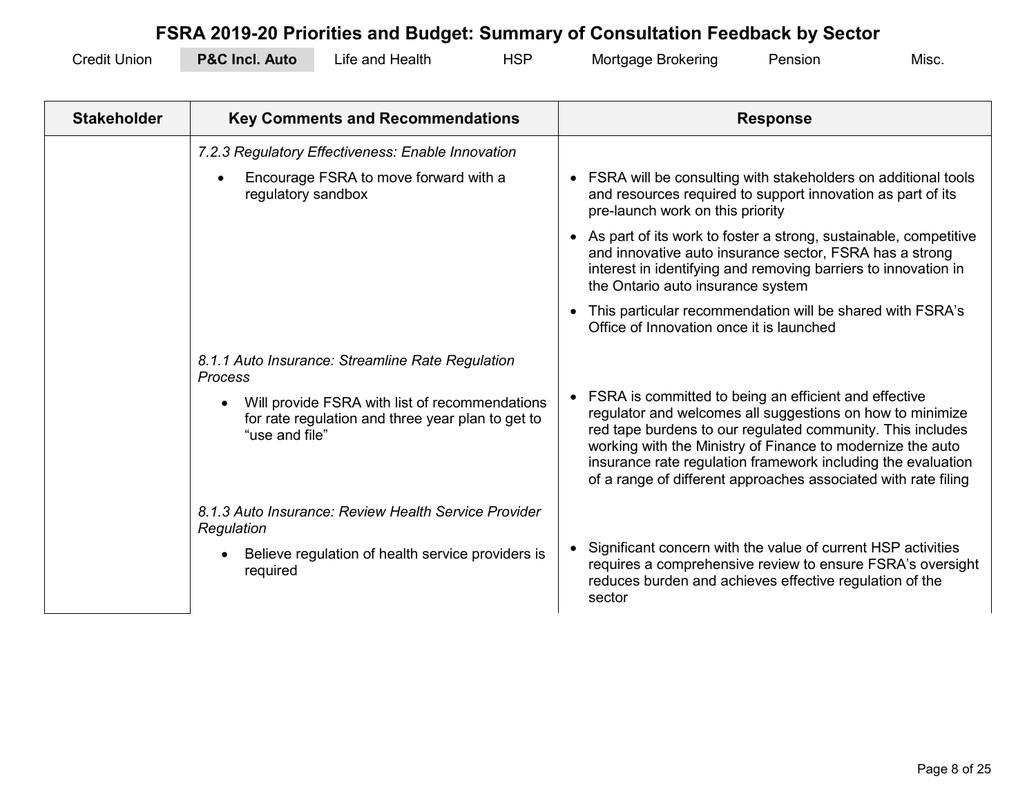# FSRA 2019-20 Priorities and Budget: Summary of Consultation Feedback by Sector

Credit Union | **P&C Incl. Auto** | Life and Health | HSP | Mortgage Brokering | Pension | Misc.

| Stakeholder | Key Comments and Recommendations | Response |
|---|---|---|
| | *7.2.3 Regulatory Effectiveness: Enable Innovation*<br>• Encourage FSRA to move forward with a regulatory sandbox | • FSRA will be consulting with stakeholders on additional tools and resources required to support innovation as part of its pre-launch work on this priority<br>• As part of its work to foster a strong, sustainable, competitive and innovative auto insurance sector, FSRA has a strong interest in identifying and removing barriers to innovation in the Ontario auto insurance system<br>• This particular recommendation will be shared with FSRA's Office of Innovation once it is launched |
| | *8.1.1 Auto Insurance: Streamline Rate Regulation Process*<br>• Will provide FSRA with list of recommendations for rate regulation and three year plan to get to "use and file" | • FSRA is committed to being an efficient and effective regulator and welcomes all suggestions on how to minimize red tape burdens to our regulated community. This includes working with the Ministry of Finance to modernize the auto insurance rate regulation framework including the evaluation of a range of different approaches associated with rate filing |
| | *8.1.3 Auto Insurance: Review Health Service Provider Regulation*<br>• Believe regulation of health service providers is required | • Significant concern with the value of current HSP activities requires a comprehensive review to ensure FSRA's oversight reduces burden and achieves effective regulation of the sector |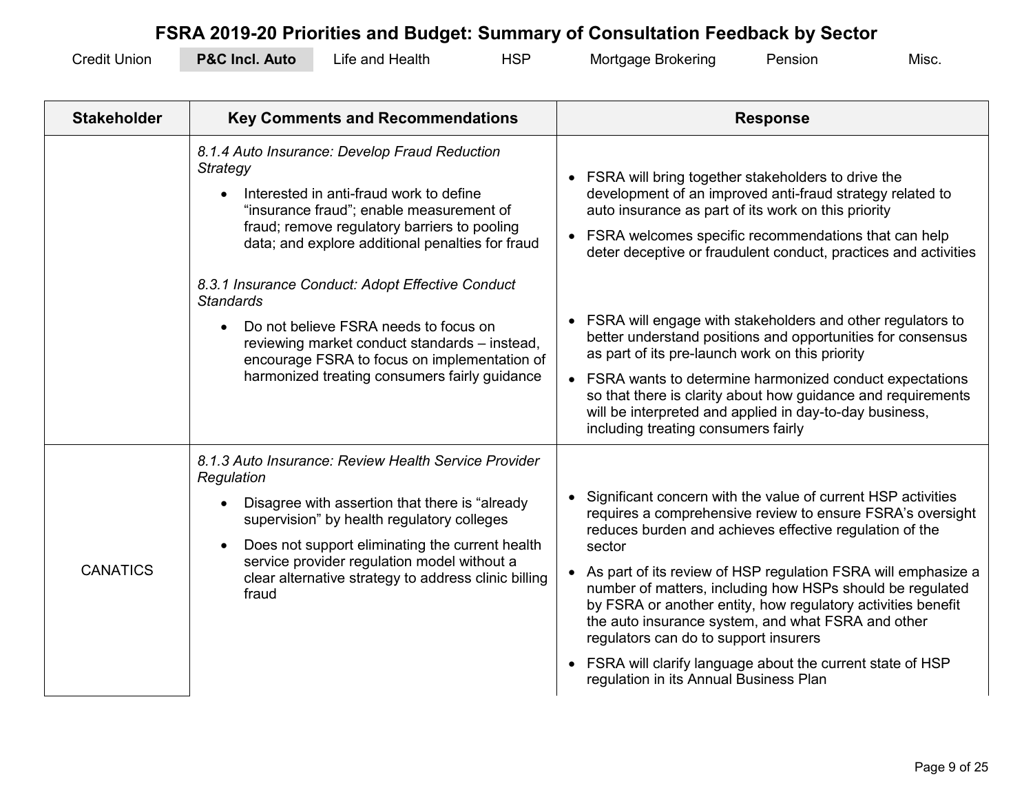# FSRA 2019-20 Priorities and Budget: Summary of Consultation Feedback by Sector

Credit Union | **P&C Incl. Auto** | Life and Health | HSP | Mortgage Brokering | Pension | Misc.

| Stakeholder | Key Comments and Recommendations | Response |
|---|---|---|
| | *8.1.4 Auto Insurance: Develop Fraud Reduction Strategy*<br>• Interested in anti-fraud work to define "insurance fraud"; enable measurement of fraud; remove regulatory barriers to pooling data; and explore additional penalties for fraud | • FSRA will bring together stakeholders to drive the development of an improved anti-fraud strategy related to auto insurance as part of its work on this priority<br>• FSRA welcomes specific recommendations that can help deter deceptive or fraudulent conduct, practices and activities |
| | *8.3.1 Insurance Conduct: Adopt Effective Conduct Standards*<br>• Do not believe FSRA needs to focus on reviewing market conduct standards – instead, encourage FSRA to focus on implementation of harmonized treating consumers fairly guidance | • FSRA will engage with stakeholders and other regulators to better understand positions and opportunities for consensus as part of its pre-launch work on this priority<br>• FSRA wants to determine harmonized conduct expectations so that there is clarity about how guidance and requirements will be interpreted and applied in day-to-day business, including treating consumers fairly |
| CANATICS | *8.1.3 Auto Insurance: Review Health Service Provider Regulation*<br>• Disagree with assertion that there is "already supervision" by health regulatory colleges<br>• Does not support eliminating the current health service provider regulation model without a clear alternative strategy to address clinic billing fraud | • Significant concern with the value of current HSP activities requires a comprehensive review to ensure FSRA's oversight reduces burden and achieves effective regulation of the sector<br>• As part of its review of HSP regulation FSRA will emphasize a number of matters, including how HSPs should be regulated by FSRA or another entity, how regulatory activities benefit the auto insurance system, and what FSRA and other regulators can do to support insurers<br>• FSRA will clarify language about the current state of HSP regulation in its Annual Business Plan |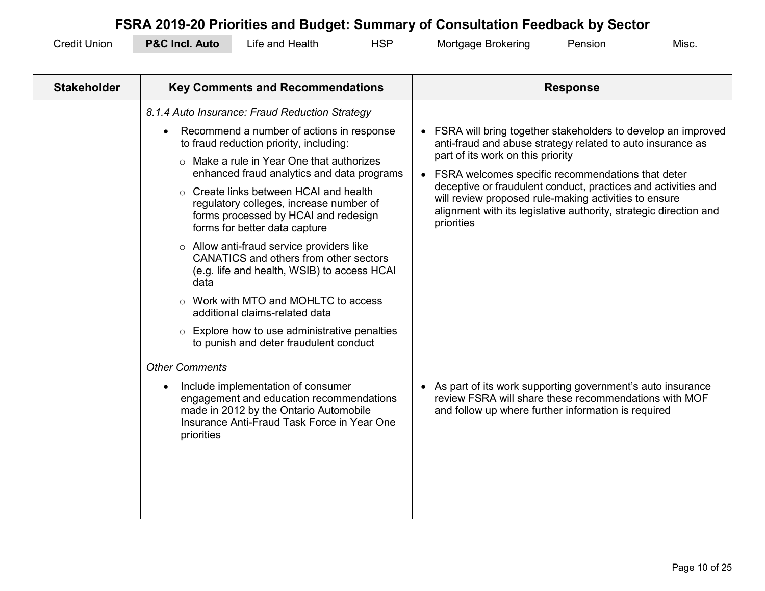# FSRA 2019-20 Priorities and Budget: Summary of Consultation Feedback by Sector

Credit Union | **P&C Incl. Auto** | Life and Health | HSP | Mortgage Brokering | Pension | Misc.

| Stakeholder | Key Comments and Recommendations | Response |
|---|---|---|
| | *8.1.4 Auto Insurance: Fraud Reduction Strategy*<br>• Recommend a number of actions in response to fraud reduction priority, including:<br>○ Make a rule in Year One that authorizes enhanced fraud analytics and data programs<br>○ Create links between HCAI and health regulatory colleges, increase number of forms processed by HCAI and redesign forms for better data capture<br>○ Allow anti-fraud service providers like CANATICS and others from other sectors (e.g. life and health, WSIB) to access HCAI data<br>○ Work with MTO and MOHLTC to access additional claims-related data<br>○ Explore how to use administrative penalties to punish and deter fraudulent conduct | • FSRA will bring together stakeholders to develop an improved anti-fraud and abuse strategy related to auto insurance as part of its work on this priority<br>• FSRA welcomes specific recommendations that deter deceptive or fraudulent conduct, practices and activities and will review proposed rule-making activities to ensure alignment with its legislative authority, strategic direction and priorities |
| | *Other Comments*<br>• Include implementation of consumer engagement and education recommendations made in 2012 by the Ontario Automobile Insurance Anti-Fraud Task Force in Year One priorities | • As part of its work supporting government's auto insurance review FSRA will share these recommendations with MOF and follow up where further information is required |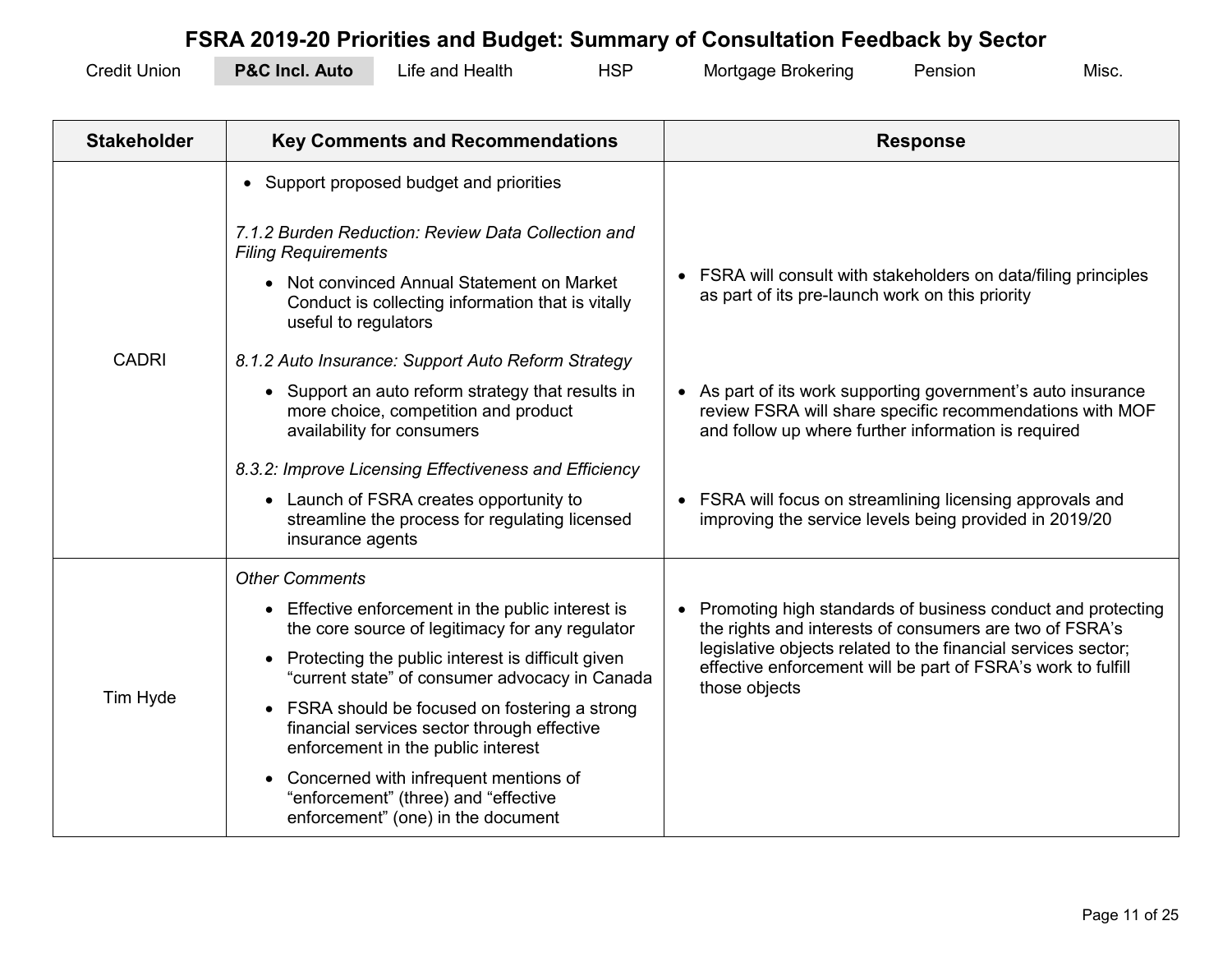# FSRA 2019-20 Priorities and Budget: Summary of Consultation Feedback by Sector

Credit Union | **P&C Incl. Auto** | Life and Health | HSP | Mortgage Brokering | Pension | Misc.

| Stakeholder | Key Comments and Recommendations | Response |
|---|---|---|
| CADRI | • Support proposed budget and priorities<br><br>*7.1.2 Burden Reduction: Review Data Collection and Filing Requirements*<br>• Not convinced Annual Statement on Market Conduct is collecting information that is vitally useful to regulators<br><br>*8.1.2 Auto Insurance: Support Auto Reform Strategy*<br>• Support an auto reform strategy that results in more choice, competition and product availability for consumers<br><br>*8.3.2: Improve Licensing Effectiveness and Efficiency*<br>• Launch of FSRA creates opportunity to streamline the process for regulating licensed insurance agents | <br><br>• FSRA will consult with stakeholders on data/filing principles as part of its pre-launch work on this priority<br><br>• As part of its work supporting government's auto insurance review FSRA will share specific recommendations with MOF and follow up where further information is required<br><br>• FSRA will focus on streamlining licensing approvals and improving the service levels being provided in 2019/20 |
| Tim Hyde | *Other Comments*<br>• Effective enforcement in the public interest is the core source of legitimacy for any regulator<br>• Protecting the public interest is difficult given "current state" of consumer advocacy in Canada<br>• FSRA should be focused on fostering a strong financial services sector through effective enforcement in the public interest<br>• Concerned with infrequent mentions of "enforcement" (three) and "effective enforcement" (one) in the document | • Promoting high standards of business conduct and protecting the rights and interests of consumers are two of FSRA's legislative objects related to the financial services sector; effective enforcement will be part of FSRA's work to fulfill those objects |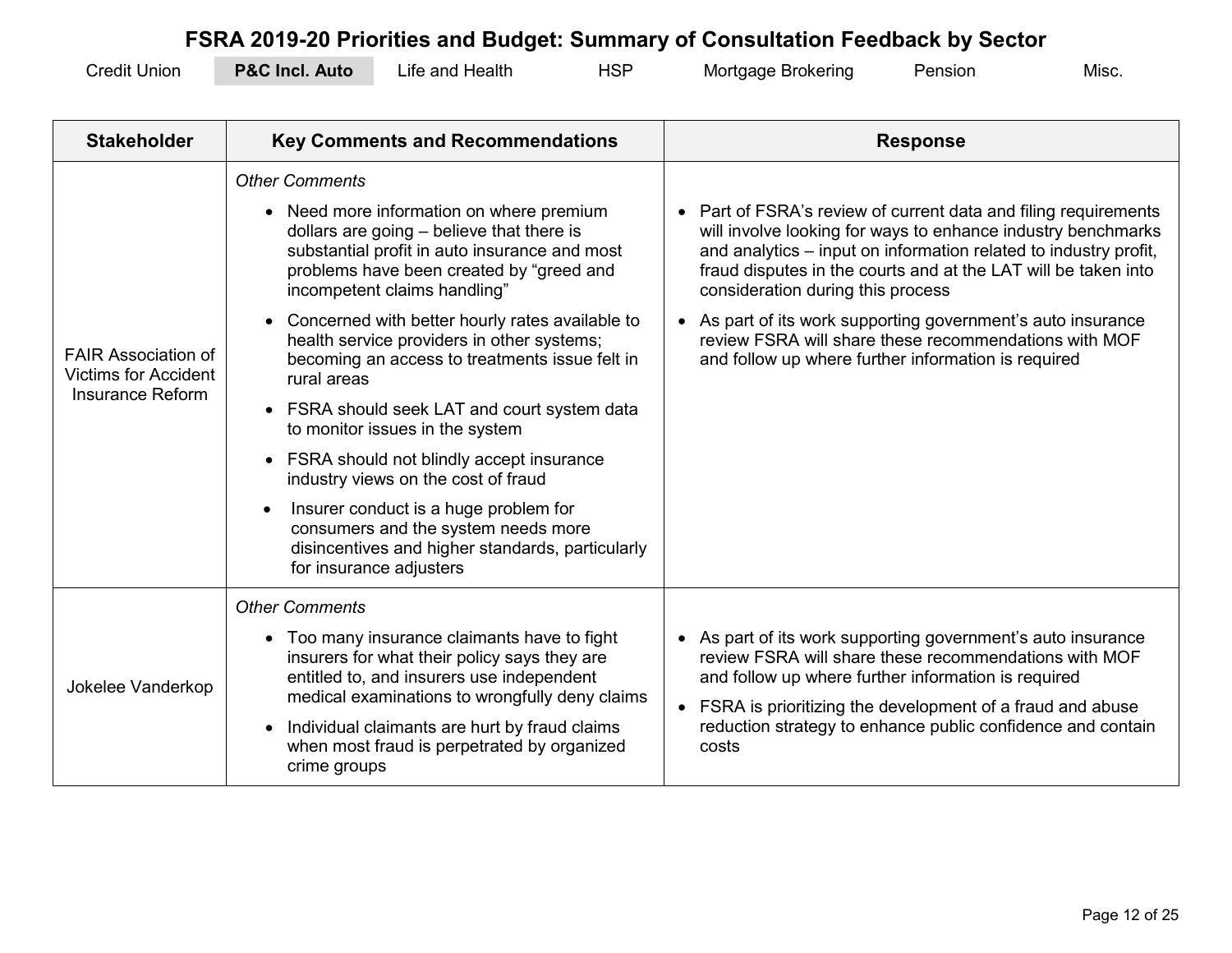# FSRA 2019-20 Priorities and Budget: Summary of Consultation Feedback by Sector

Credit Union | **P&C Incl. Auto** | Life and Health | HSP | Mortgage Brokering | Pension | Misc.

| Stakeholder | Key Comments and Recommendations | Response |
|---|---|---|
| FAIR Association of Victims for Accident Insurance Reform | *Other Comments*<br>• Need more information on where premium dollars are going – believe that there is substantial profit in auto insurance and most problems have been created by "greed and incompetent claims handling"<br>• Concerned with better hourly rates available to health service providers in other systems; becoming an access to treatments issue felt in rural areas<br>• FSRA should seek LAT and court system data to monitor issues in the system<br>• FSRA should not blindly accept insurance industry views on the cost of fraud<br>• Insurer conduct is a huge problem for consumers and the system needs more disincentives and higher standards, particularly for insurance adjusters | • Part of FSRA's review of current data and filing requirements will involve looking for ways to enhance industry benchmarks and analytics – input on information related to industry profit, fraud disputes in the courts and at the LAT will be taken into consideration during this process<br>• As part of its work supporting government's auto insurance review FSRA will share these recommendations with MOF and follow up where further information is required |
| Jokelee Vanderkop | *Other Comments*<br>• Too many insurance claimants have to fight insurers for what their policy says they are entitled to, and insurers use independent medical examinations to wrongfully deny claims<br>• Individual claimants are hurt by fraud claims when most fraud is perpetrated by organized crime groups | • As part of its work supporting government's auto insurance review FSRA will share these recommendations with MOF and follow up where further information is required<br>• FSRA is prioritizing the development of a fraud and abuse reduction strategy to enhance public confidence and contain costs |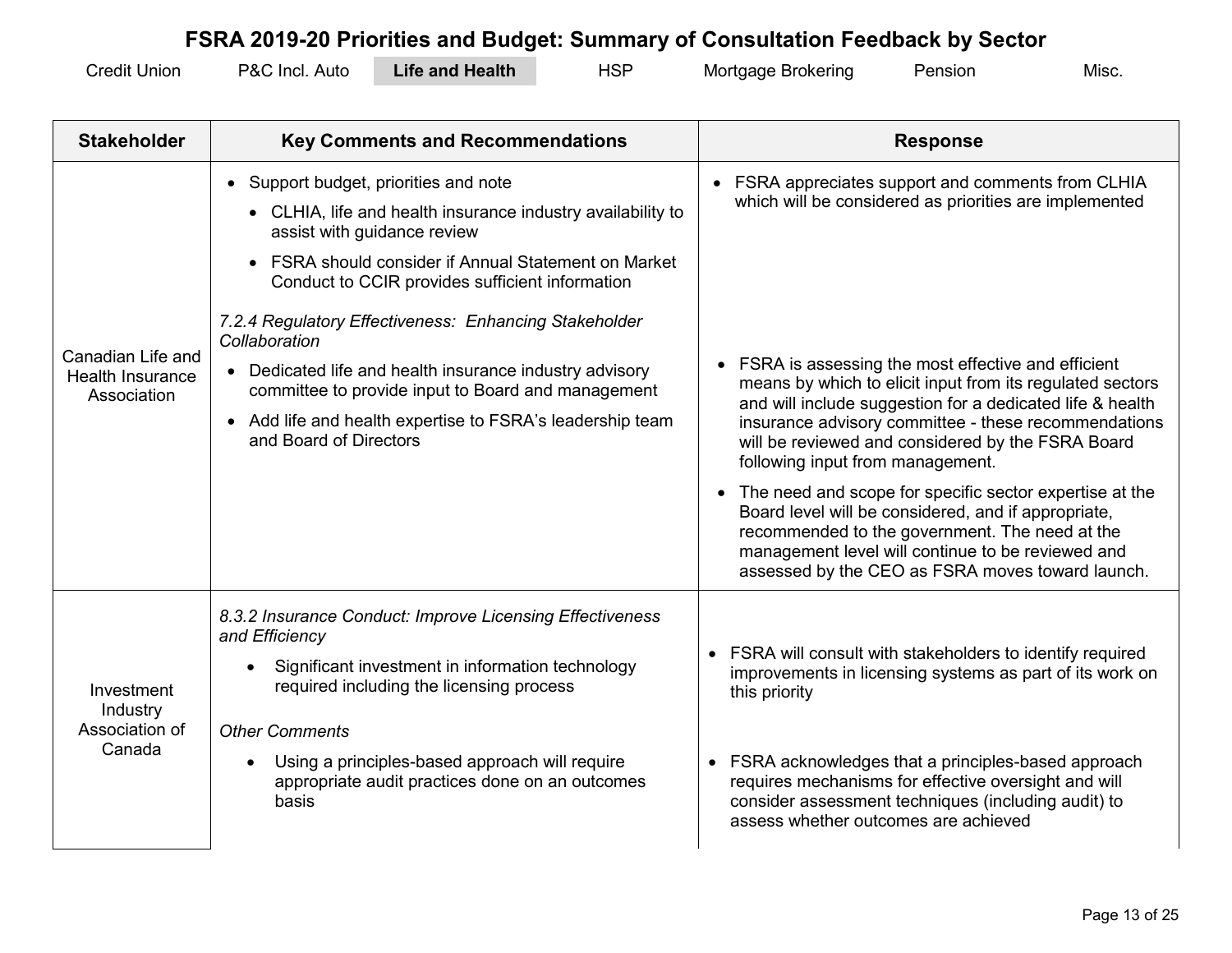# FSRA 2019-20 Priorities and Budget: Summary of Consultation Feedback by Sector

Credit Union | P&C Incl. Auto | **Life and Health** | HSP | Mortgage Brokering | Pension | Misc.

| Stakeholder | Key Comments and Recommendations | Response |
|---|---|---|
| Canadian Life and Health Insurance Association | • Support budget, priorities and note<br>  • CLHIA, life and health insurance industry availability to assist with guidance review<br>  • FSRA should consider if Annual Statement on Market Conduct to CCIR provides sufficient information<br><br>*7.2.4 Regulatory Effectiveness: Enhancing Stakeholder Collaboration*<br>• Dedicated life and health insurance industry advisory committee to provide input to Board and management<br>• Add life and health expertise to FSRA's leadership team and Board of Directors | • FSRA appreciates support and comments from CLHIA which will be considered as priorities are implemented<br><br>• FSRA is assessing the most effective and efficient means by which to elicit input from its regulated sectors and will include suggestion for a dedicated life & health insurance advisory committee - these recommendations will be reviewed and considered by the FSRA Board following input from management.<br>• The need and scope for specific sector expertise at the Board level will be considered, and if appropriate, recommended to the government. The need at the management level will continue to be reviewed and assessed by the CEO as FSRA moves toward launch. |
| Investment Industry Association of Canada | *8.3.2 Insurance Conduct: Improve Licensing Effectiveness and Efficiency*<br>• Significant investment in information technology required including the licensing process<br><br>*Other Comments*<br>• Using a principles-based approach will require appropriate audit practices done on an outcomes basis | • FSRA will consult with stakeholders to identify required improvements in licensing systems as part of its work on this priority<br><br>• FSRA acknowledges that a principles-based approach requires mechanisms for effective oversight and will consider assessment techniques (including audit) to assess whether outcomes are achieved |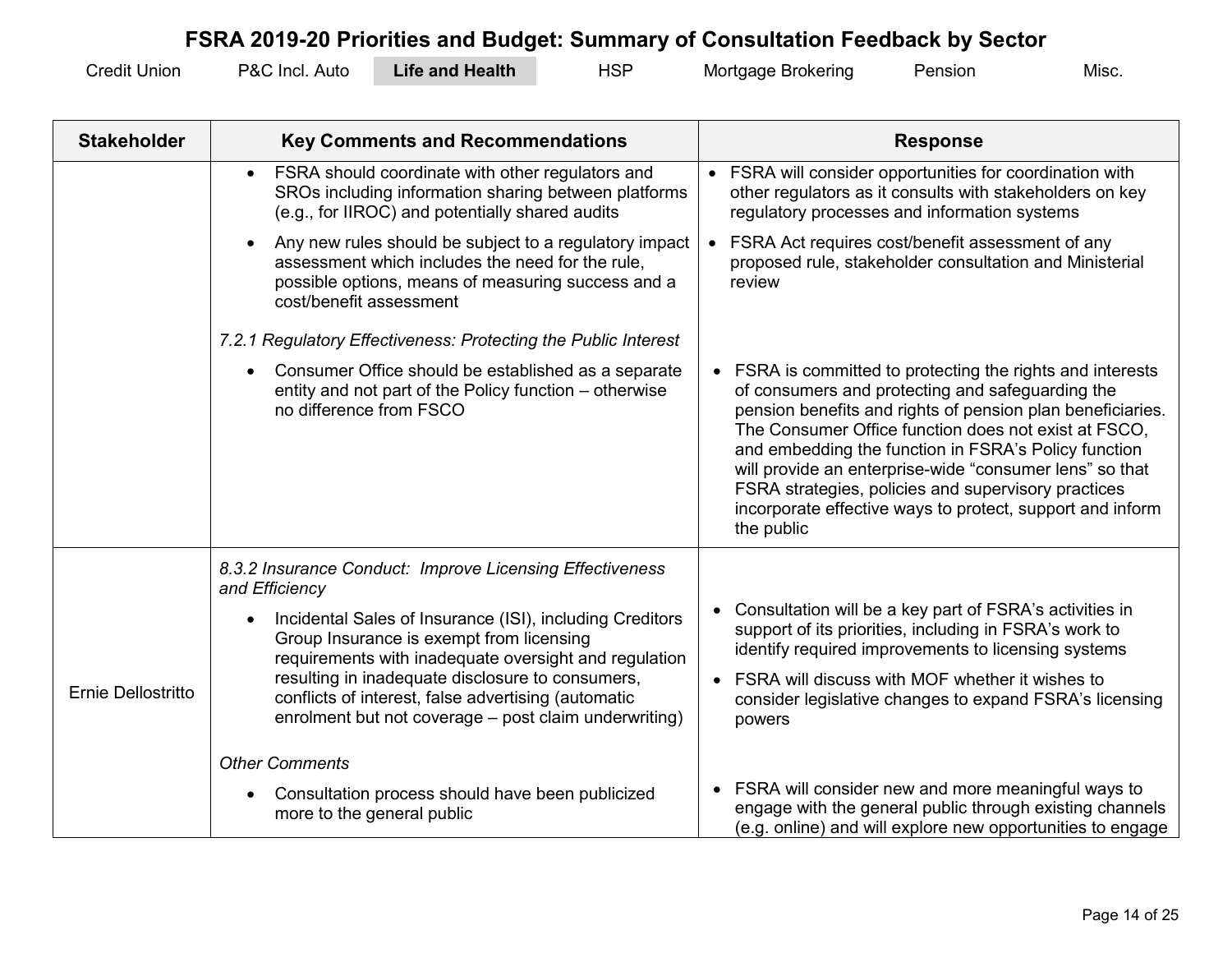# FSRA 2019-20 Priorities and Budget: Summary of Consultation Feedback by Sector

Credit Union | P&C Incl. Auto | **Life and Health** | HSP | Mortgage Brokering | Pension | Misc.

| Stakeholder | Key Comments and Recommendations | Response |
|---|---|---|
| | • FSRA should coordinate with other regulators and SROs including information sharing between platforms (e.g., for IIROC) and potentially shared audits<br>• Any new rules should be subject to a regulatory impact assessment which includes the need for the rule, possible options, means of measuring success and a cost/benefit assessment<br>*7.2.1 Regulatory Effectiveness: Protecting the Public Interest*<br>• Consumer Office should be established as a separate entity and not part of the Policy function – otherwise no difference from FSCO | • FSRA will consider opportunities for coordination with other regulators as it consults with stakeholders on key regulatory processes and information systems<br>• FSRA Act requires cost/benefit assessment of any proposed rule, stakeholder consultation and Ministerial review<br>• FSRA is committed to protecting the rights and interests of consumers and protecting and safeguarding the pension benefits and rights of pension plan beneficiaries. The Consumer Office function does not exist at FSCO, and embedding the function in FSRA's Policy function will provide an enterprise-wide "consumer lens" so that FSRA strategies, policies and supervisory practices incorporate effective ways to protect, support and inform the public |
| Ernie Dellostritto | *8.3.2 Insurance Conduct: Improve Licensing Effectiveness and Efficiency*<br>• Incidental Sales of Insurance (ISI), including Creditors Group Insurance is exempt from licensing requirements with inadequate oversight and regulation resulting in inadequate disclosure to consumers, conflicts of interest, false advertising (automatic enrolment but not coverage – post claim underwriting)<br>*Other Comments*<br>• Consultation process should have been publicized more to the general public | • Consultation will be a key part of FSRA's activities in support of its priorities, including in FSRA's work to identify required improvements to licensing systems<br>• FSRA will discuss with MOF whether it wishes to consider legislative changes to expand FSRA's licensing powers<br>• FSRA will consider new and more meaningful ways to engage with the general public through existing channels (e.g. online) and will explore new opportunities to engage |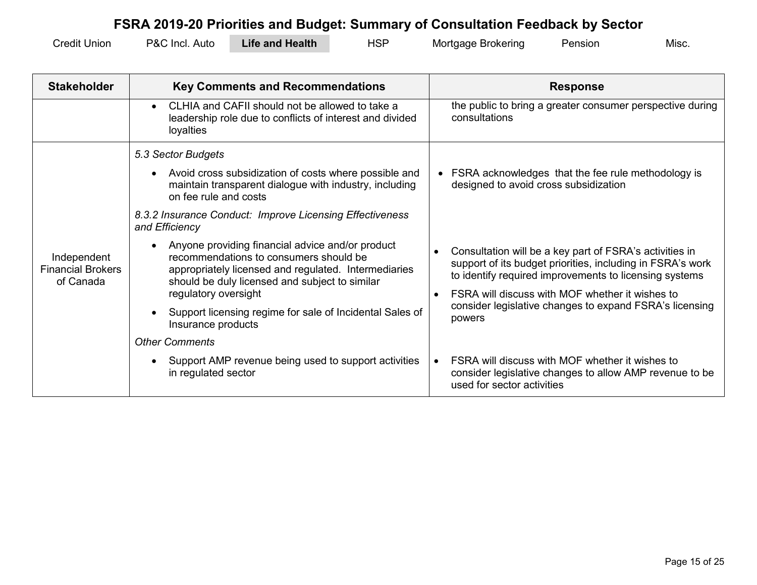# FSRA 2019-20 Priorities and Budget: Summary of Consultation Feedback by Sector

Credit Union | P&C Incl. Auto | **Life and Health** | HSP | Mortgage Brokering | Pension | Misc.

| Stakeholder | Key Comments and Recommendations | Response |
|---|---|---|
| | • CLHIA and CAFII should not be allowed to take a leadership role due to conflicts of interest and divided loyalties | the public to bring a greater consumer perspective during consultations |
| Independent Financial Brokers of Canada | *5.3 Sector Budgets*<br>• Avoid cross subsidization of costs where possible and maintain transparent dialogue with industry, including on fee rule and costs | • FSRA acknowledges that the fee rule methodology is designed to avoid cross subsidization |
| | *8.3.2 Insurance Conduct: Improve Licensing Effectiveness and Efficiency*<br>• Anyone providing financial advice and/or product recommendations to consumers should be appropriately licensed and regulated. Intermediaries should be duly licensed and subject to similar regulatory oversight<br>• Support licensing regime for sale of Incidental Sales of Insurance products | • Consultation will be a key part of FSRA's activities in support of its budget priorities, including in FSRA's work to identify required improvements to licensing systems<br>• FSRA will discuss with MOF whether it wishes to consider legislative changes to expand FSRA's licensing powers |
| | *Other Comments*<br>• Support AMP revenue being used to support activities in regulated sector | • FSRA will discuss with MOF whether it wishes to consider legislative changes to allow AMP revenue to be used for sector activities |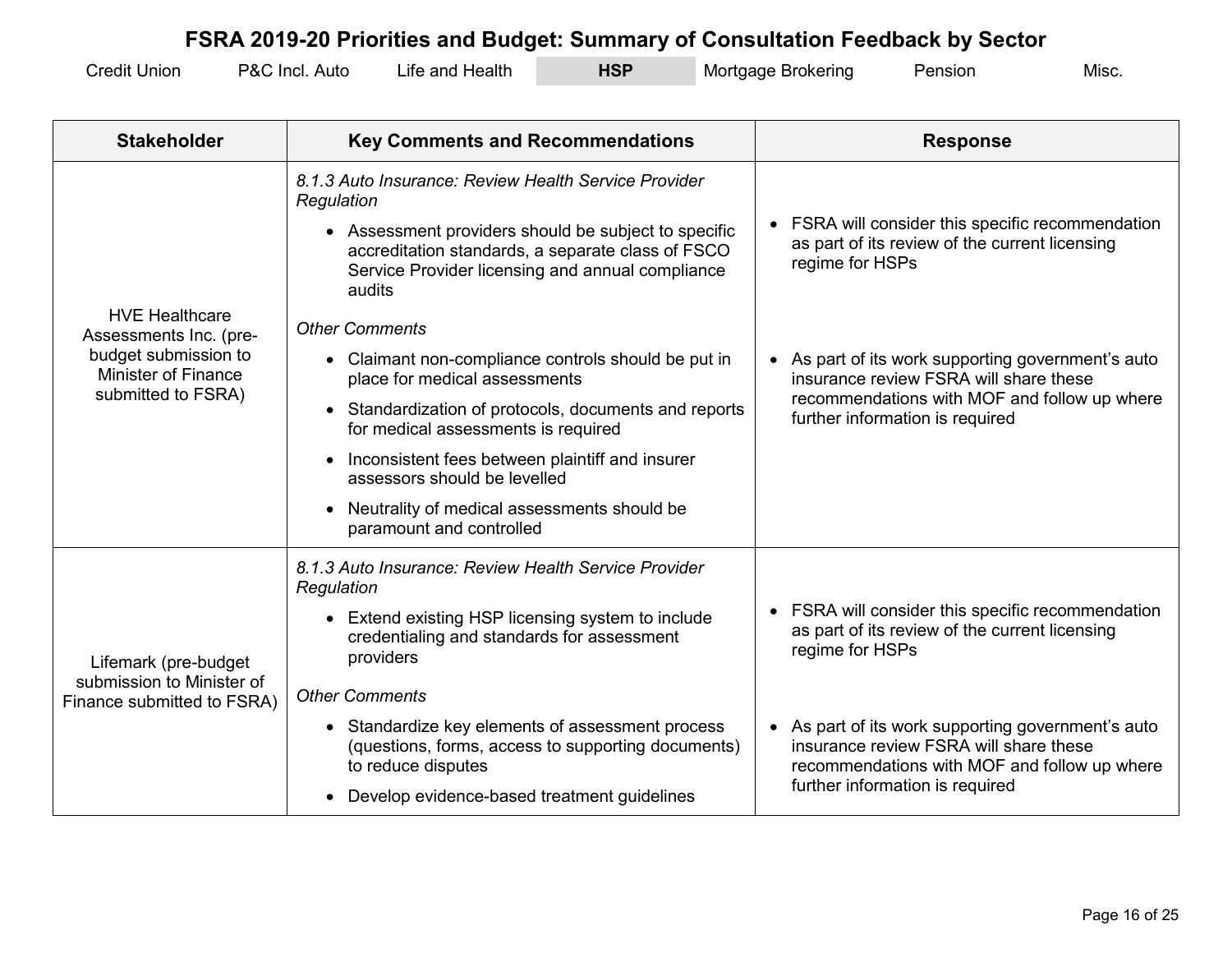# FSRA 2019-20 Priorities and Budget: Summary of Consultation Feedback by Sector

Credit Union | P&C Incl. Auto | Life and Health | **HSP** | Mortgage Brokering | Pension | Misc.

| Stakeholder | Key Comments and Recommendations | Response |
|---|---|---|
| HVE Healthcare Assessments Inc. (pre-budget submission to Minister of Finance submitted to FSRA) | *8.1.3 Auto Insurance: Review Health Service Provider Regulation*<br>• Assessment providers should be subject to specific accreditation standards, a separate class of FSCO Service Provider licensing and annual compliance audits<br>*Other Comments*<br>• Claimant non-compliance controls should be put in place for medical assessments<br>• Standardization of protocols, documents and reports for medical assessments is required<br>• Inconsistent fees between plaintiff and insurer assessors should be levelled<br>• Neutrality of medical assessments should be paramount and controlled | • FSRA will consider this specific recommendation as part of its review of the current licensing regime for HSPs<br>• As part of its work supporting government's auto insurance review FSRA will share these recommendations with MOF and follow up where further information is required |
| Lifemark (pre-budget submission to Minister of Finance submitted to FSRA) | *8.1.3 Auto Insurance: Review Health Service Provider Regulation*<br>• Extend existing HSP licensing system to include credentialing and standards for assessment providers<br>*Other Comments*<br>• Standardize key elements of assessment process (questions, forms, access to supporting documents) to reduce disputes<br>• Develop evidence-based treatment guidelines | • FSRA will consider this specific recommendation as part of its review of the current licensing regime for HSPs<br>• As part of its work supporting government's auto insurance review FSRA will share these recommendations with MOF and follow up where further information is required |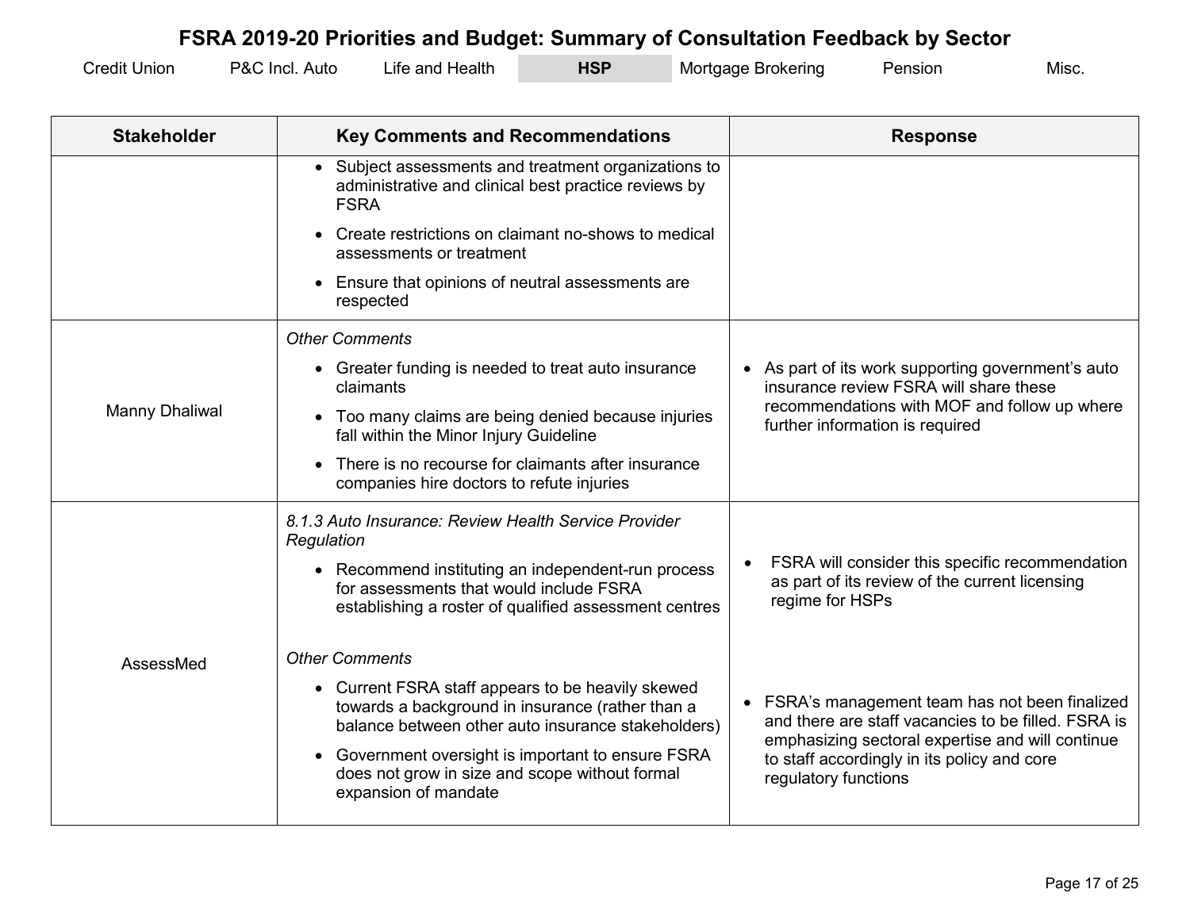# FSRA 2019-20 Priorities and Budget: Summary of Consultation Feedback by Sector

Credit Union | P&C Incl. Auto | Life and Health | **HSP** | Mortgage Brokering | Pension | Misc.

| Stakeholder | Key Comments and Recommendations | Response |
|---|---|---|
| | • Subject assessments and treatment organizations to administrative and clinical best practice reviews by FSRA<br>• Create restrictions on claimant no-shows to medical assessments or treatment<br>• Ensure that opinions of neutral assessments are respected | |
| Manny Dhaliwal | *Other Comments*<br>• Greater funding is needed to treat auto insurance claimants<br>• Too many claims are being denied because injuries fall within the Minor Injury Guideline<br>• There is no recourse for claimants after insurance companies hire doctors to refute injuries | • As part of its work supporting government's auto insurance review FSRA will share these recommendations with MOF and follow up where further information is required |
| AssessMed | *8.1.3 Auto Insurance: Review Health Service Provider Regulation*<br>• Recommend instituting an independent-run process for assessments that would include FSRA establishing a roster of qualified assessment centres<br><br>*Other Comments*<br>• Current FSRA staff appears to be heavily skewed towards a background in insurance (rather than a balance between other auto insurance stakeholders)<br>• Government oversight is important to ensure FSRA does not grow in size and scope without formal expansion of mandate | • FSRA will consider this specific recommendation as part of its review of the current licensing regime for HSPs<br><br>• FSRA's management team has not been finalized and there are staff vacancies to be filled. FSRA is emphasizing sectoral expertise and will continue to staff accordingly in its policy and core regulatory functions |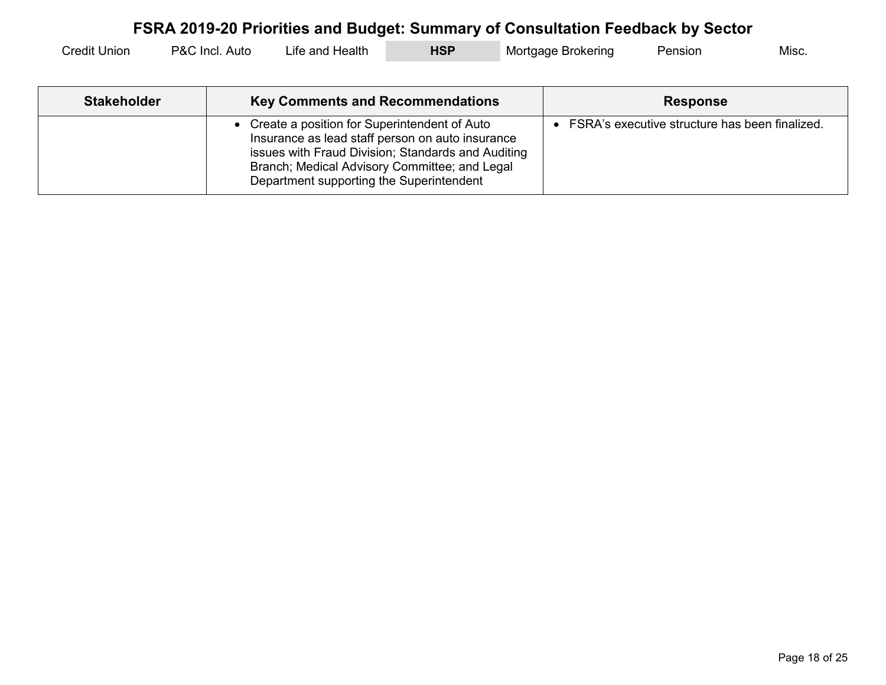# FSRA 2019-20 Priorities and Budget: Summary of Consultation Feedback by Sector

Credit Union | P&C Incl. Auto | Life and Health | **HSP** | Mortgage Brokering | Pension | Misc.

| Stakeholder | Key Comments and Recommendations | Response |
| --- | --- | --- |
| | • Create a position for Superintendent of Auto Insurance as lead staff person on auto insurance issues with Fraud Division; Standards and Auditing Branch; Medical Advisory Committee; and Legal Department supporting the Superintendent | • FSRA's executive structure has been finalized. |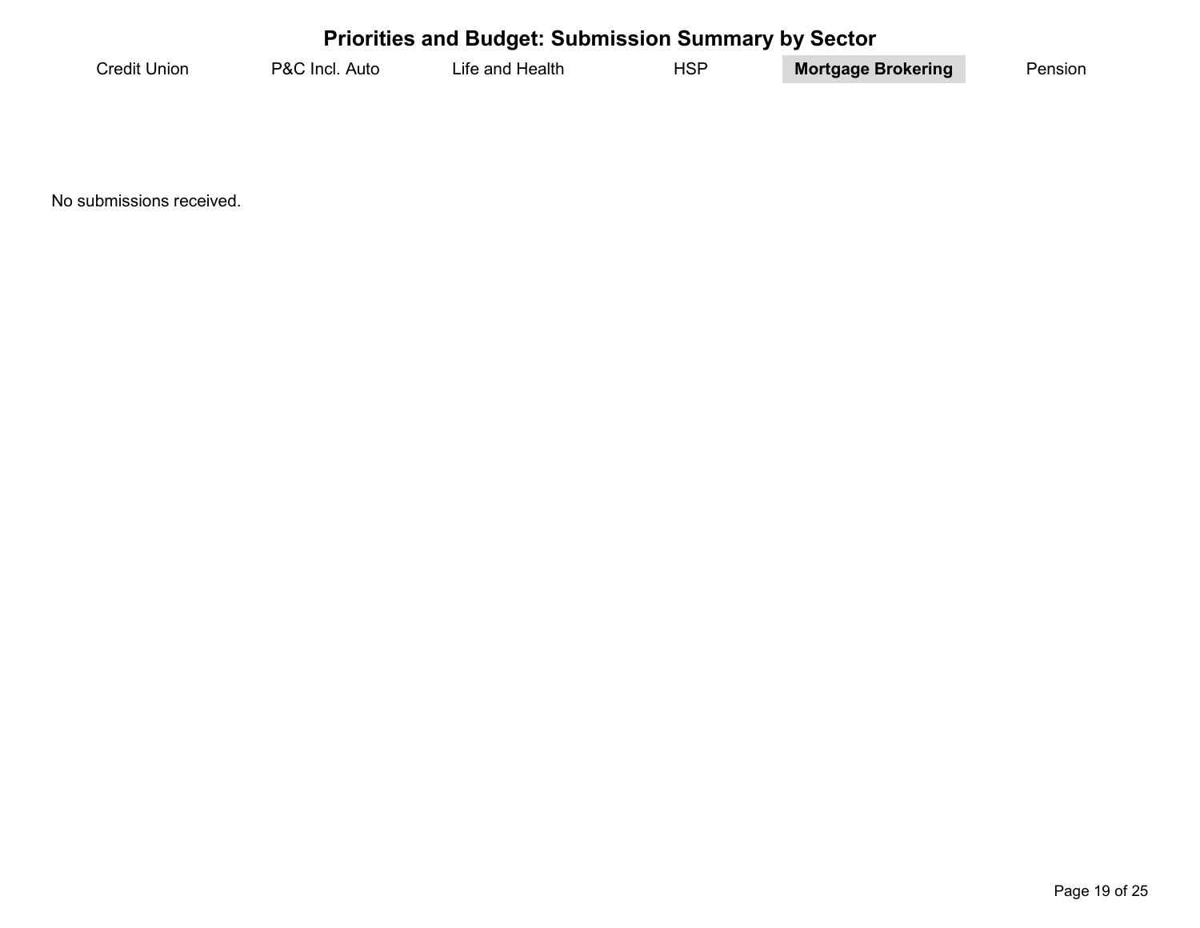# Priorities and Budget: Submission Summary by Sector

Credit Union | P&C Incl. Auto | Life and Health | HSP | **Mortgage Brokering** | Pension

No submissions received.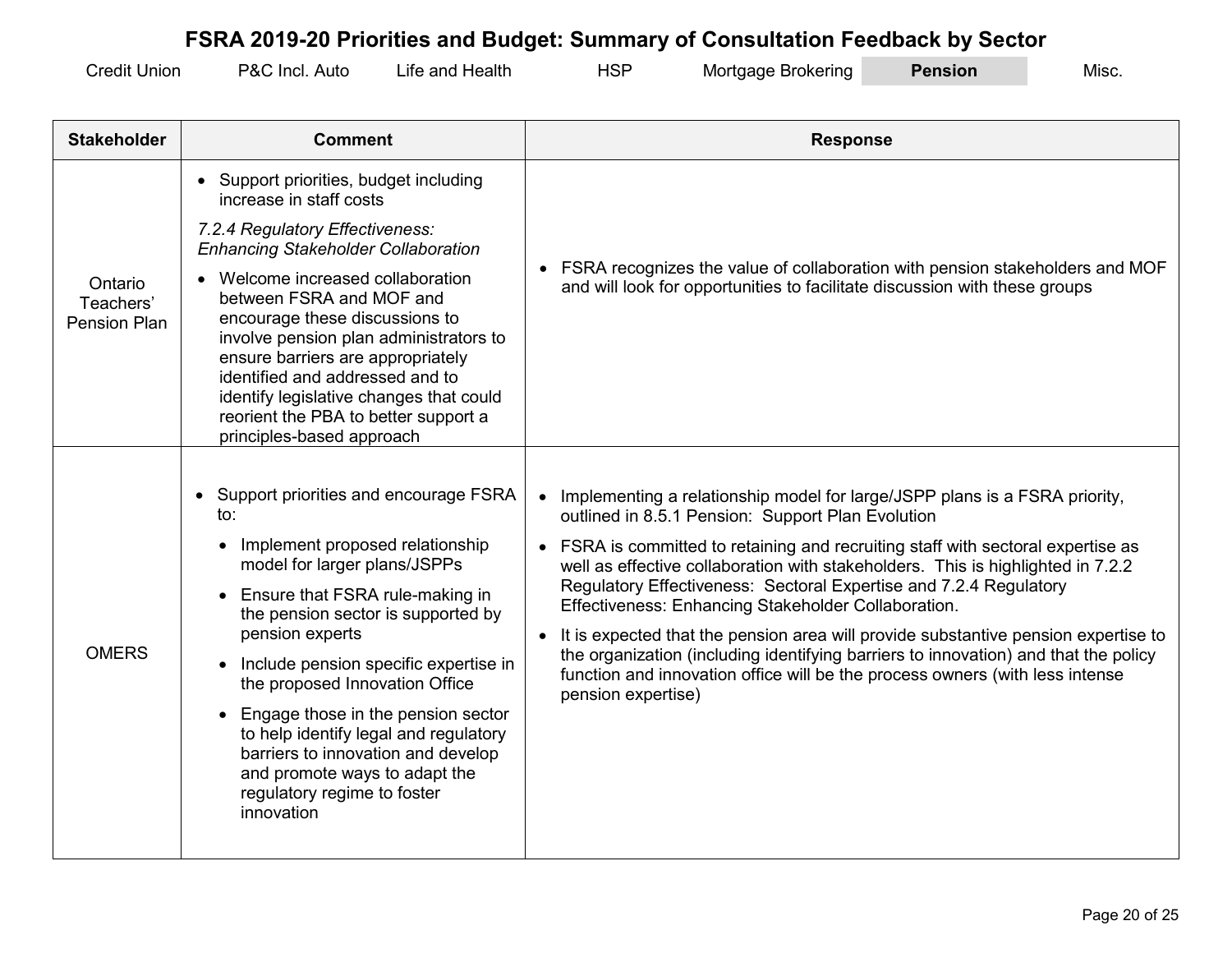# FSRA 2019-20 Priorities and Budget: Summary of Consultation Feedback by Sector

Credit Union | P&C Incl. Auto | Life and Health | HSP | Mortgage Brokering | **Pension** | Misc.

| Stakeholder | Comment | Response |
|---|---|---|
| Ontario Teachers' Pension Plan | • Support priorities, budget including increase in staff costs<br>*7.2.4 Regulatory Effectiveness: Enhancing Stakeholder Collaboration*<br>• Welcome increased collaboration between FSRA and MOF and encourage these discussions to involve pension plan administrators to ensure barriers are appropriately identified and addressed and to identify legislative changes that could reorient the PBA to better support a principles-based approach | • FSRA recognizes the value of collaboration with pension stakeholders and MOF and will look for opportunities to facilitate discussion with these groups |
| OMERS | • Support priorities and encourage FSRA to:<br>  • Implement proposed relationship model for larger plans/JSPPs<br>  • Ensure that FSRA rule-making in the pension sector is supported by pension experts<br>  • Include pension specific expertise in the proposed Innovation Office<br>  • Engage those in the pension sector to help identify legal and regulatory barriers to innovation and develop and promote ways to adapt the regulatory regime to foster innovation | • Implementing a relationship model for large/JSPP plans is a FSRA priority, outlined in 8.5.1 Pension: Support Plan Evolution<br>• FSRA is committed to retaining and recruiting staff with sectoral expertise as well as effective collaboration with stakeholders. This is highlighted in 7.2.2 Regulatory Effectiveness: Sectoral Expertise and 7.2.4 Regulatory Effectiveness: Enhancing Stakeholder Collaboration.<br>• It is expected that the pension area will provide substantive pension expertise to the organization (including identifying barriers to innovation) and that the policy function and innovation office will be the process owners (with less intense pension expertise) |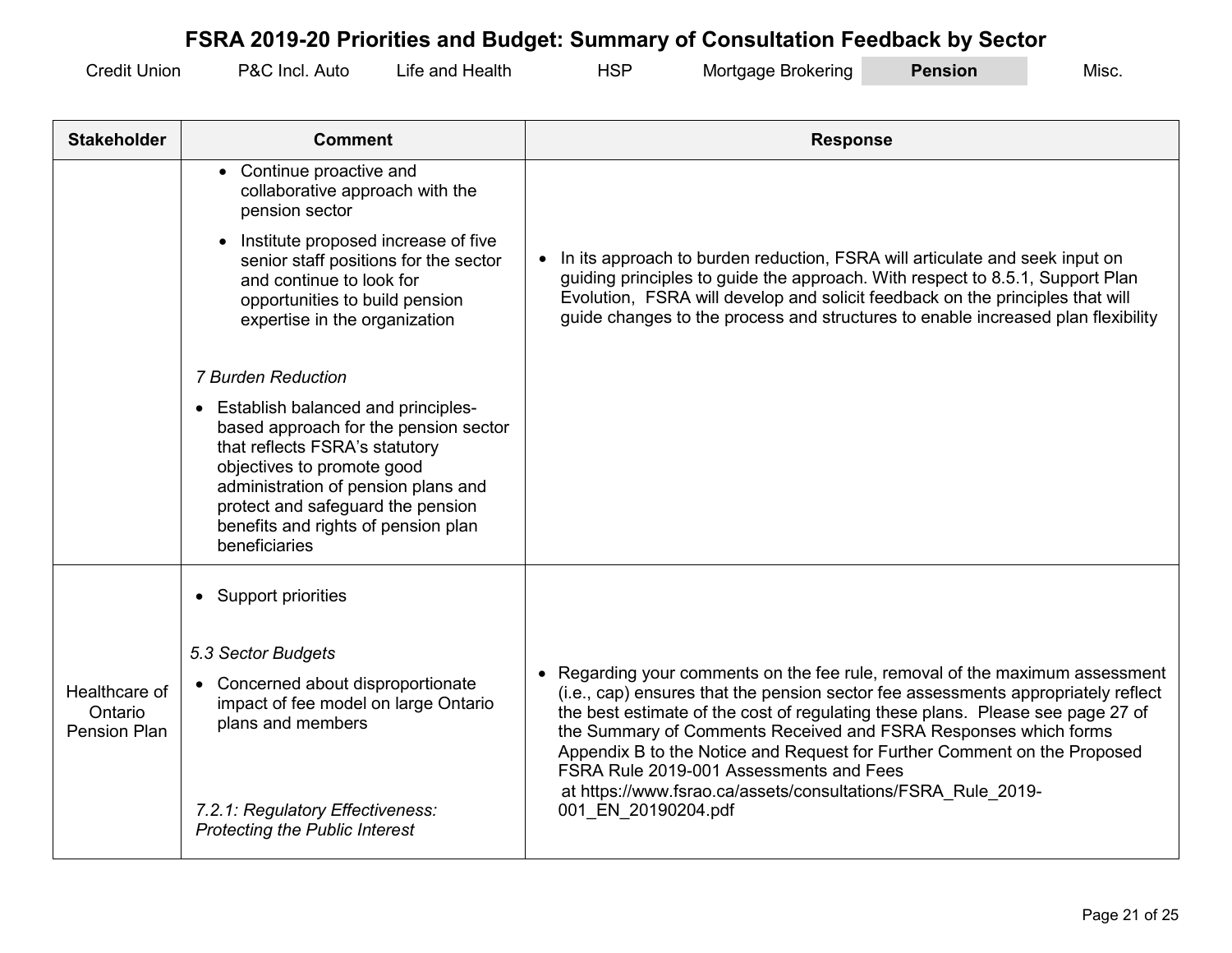# FSRA 2019-20 Priorities and Budget: Summary of Consultation Feedback by Sector

Credit Union | P&C Incl. Auto | Life and Health | HSP | Mortgage Brokering | **Pension** | Misc.

| Stakeholder | Comment | Response |
|---|---|---|
| | • Continue proactive and collaborative approach with the pension sector<br>• Institute proposed increase of five senior staff positions for the sector and continue to look for opportunities to build pension expertise in the organization<br><br>*7 Burden Reduction*<br>• Establish balanced and principles-based approach for the pension sector that reflects FSRA's statutory objectives to promote good administration of pension plans and protect and safeguard the pension benefits and rights of pension plan beneficiaries | • In its approach to burden reduction, FSRA will articulate and seek input on guiding principles to guide the approach. With respect to 8.5.1, Support Plan Evolution, FSRA will develop and solicit feedback on the principles that will guide changes to the process and structures to enable increased plan flexibility |
| Healthcare of Ontario Pension Plan | • Support priorities<br><br>*5.3 Sector Budgets*<br>• Concerned about disproportionate impact of fee model on large Ontario plans and members<br><br>*7.2.1: Regulatory Effectiveness: Protecting the Public Interest* | • Regarding your comments on the fee rule, removal of the maximum assessment (i.e., cap) ensures that the pension sector fee assessments appropriately reflect the best estimate of the cost of regulating these plans. Please see page 27 of the Summary of Comments Received and FSRA Responses which forms Appendix B to the Notice and Request for Further Comment on the Proposed FSRA Rule 2019-001 Assessments and Fees at https://www.fsrao.ca/assets/consultations/FSRA_Rule_2019-001_EN_20190204.pdf |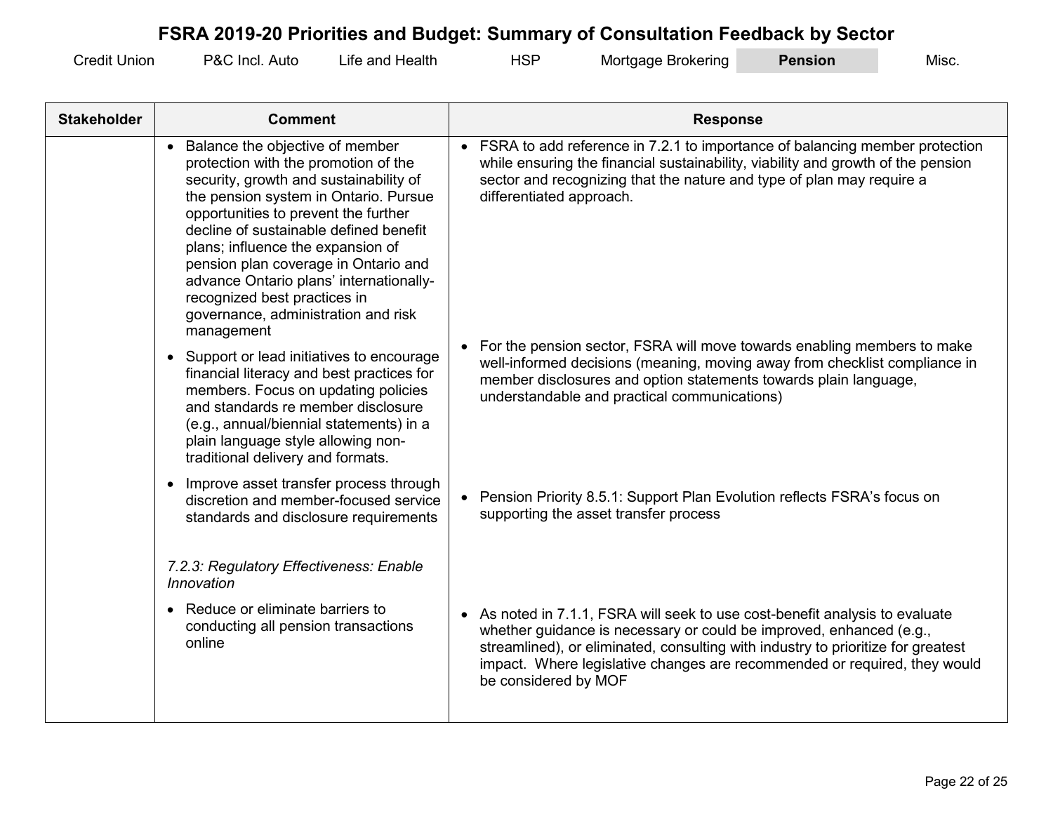# FSRA 2019-20 Priorities and Budget: Summary of Consultation Feedback by Sector

Credit Union | P&C Incl. Auto | Life and Health | HSP | Mortgage Brokering | **Pension** | Misc.

| Stakeholder | Comment | Response |
|---|---|---|
| | • Balance the objective of member protection with the promotion of the security, growth and sustainability of the pension system in Ontario. Pursue opportunities to prevent the further decline of sustainable defined benefit plans; influence the expansion of pension plan coverage in Ontario and advance Ontario plans' internationally-recognized best practices in governance, administration and risk management | • FSRA to add reference in 7.2.1 to importance of balancing member protection while ensuring the financial sustainability, viability and growth of the pension sector and recognizing that the nature and type of plan may require a differentiated approach. |
| | • Support or lead initiatives to encourage financial literacy and best practices for members. Focus on updating policies and standards re member disclosure (e.g., annual/biennial statements) in a plain language style allowing non-traditional delivery and formats. | • For the pension sector, FSRA will move towards enabling members to make well-informed decisions (meaning, moving away from checklist compliance in member disclosures and option statements towards plain language, understandable and practical communications) |
| | • Improve asset transfer process through discretion and member-focused service standards and disclosure requirements | • Pension Priority 8.5.1: Support Plan Evolution reflects FSRA's focus on supporting the asset transfer process |
| | *7.2.3: Regulatory Effectiveness: Enable Innovation* | |
| | • Reduce or eliminate barriers to conducting all pension transactions online | • As noted in 7.1.1, FSRA will seek to use cost-benefit analysis to evaluate whether guidance is necessary or could be improved, enhanced (e.g., streamlined), or eliminated, consulting with industry to prioritize for greatest impact. Where legislative changes are recommended or required, they would be considered by MOF |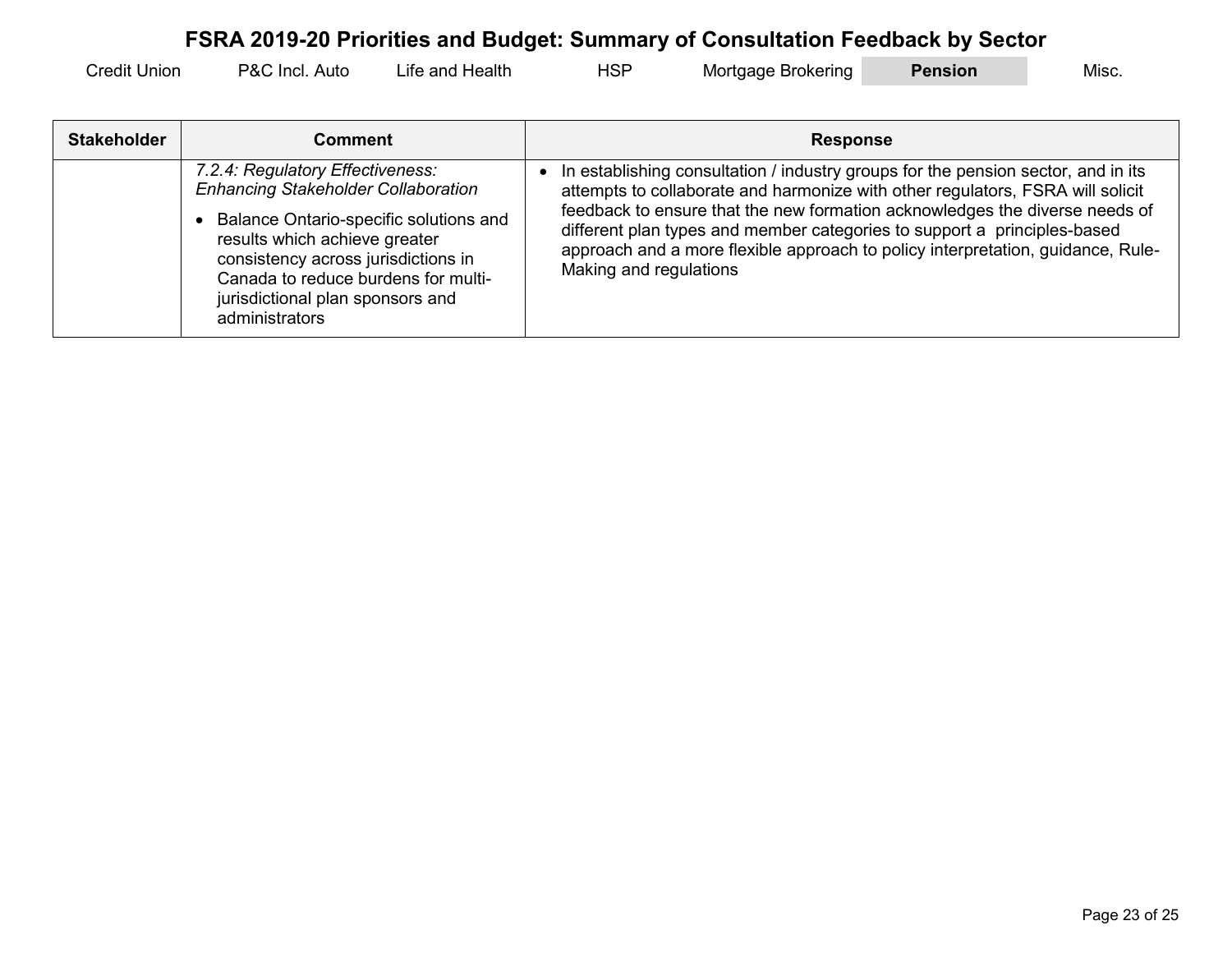# FSRA 2019-20 Priorities and Budget: Summary of Consultation Feedback by Sector

Credit Union | P&C Incl. Auto | Life and Health | HSP | Mortgage Brokering | **Pension** | Misc.

| Stakeholder | Comment | Response |
|---|---|---|
| | *7.2.4: Regulatory Effectiveness: Enhancing Stakeholder Collaboration*<br>• Balance Ontario-specific solutions and results which achieve greater consistency across jurisdictions in Canada to reduce burdens for multi-jurisdictional plan sponsors and administrators | • In establishing consultation / industry groups for the pension sector, and in its attempts to collaborate and harmonize with other regulators, FSRA will solicit feedback to ensure that the new formation acknowledges the diverse needs of different plan types and member categories to support a principles-based approach and a more flexible approach to policy interpretation, guidance, Rule-Making and regulations |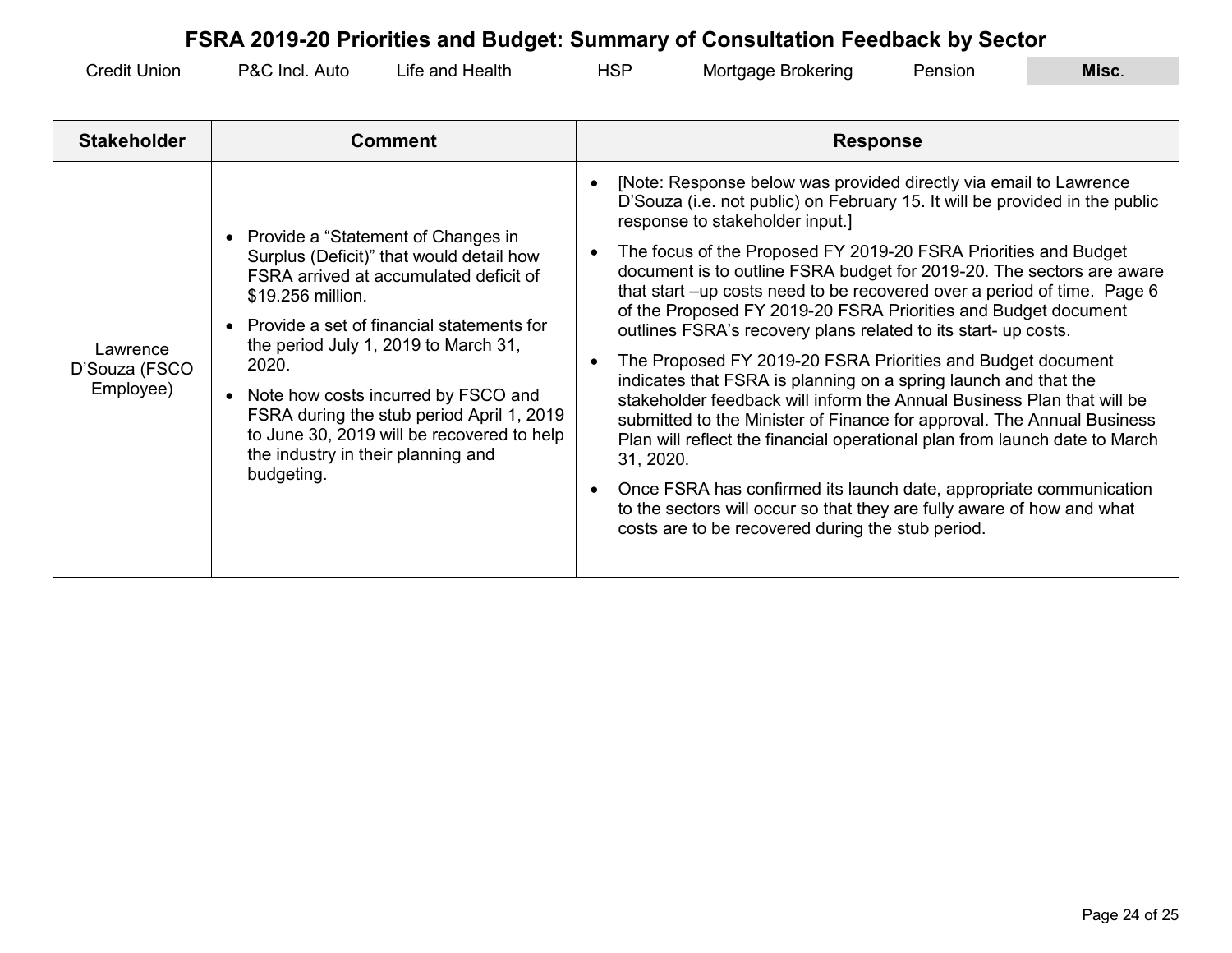# FSRA 2019-20 Priorities and Budget: Summary of Consultation Feedback by Sector

Credit Union | P&C Incl. Auto | Life and Health | HSP | Mortgage Brokering | Pension | **Misc.**

| Stakeholder | Comment | Response |
|---|---|---|
| Lawrence D'Souza (FSCO Employee) | • Provide a "Statement of Changes in Surplus (Deficit)" that would detail how FSRA arrived at accumulated deficit of $19.256 million.<br>• Provide a set of financial statements for the period July 1, 2019 to March 31, 2020.<br>• Note how costs incurred by FSCO and FSRA during the stub period April 1, 2019 to June 30, 2019 will be recovered to help the industry in their planning and budgeting. | • [Note: Response below was provided directly via email to Lawrence D'Souza (i.e. not public) on February 15. It will be provided in the public response to stakeholder input.]<br>• The focus of the Proposed FY 2019-20 FSRA Priorities and Budget document is to outline FSRA budget for 2019-20. The sectors are aware that start –up costs need to be recovered over a period of time. Page 6 of the Proposed FY 2019-20 FSRA Priorities and Budget document outlines FSRA's recovery plans related to its start- up costs.<br>• The Proposed FY 2019-20 FSRA Priorities and Budget document indicates that FSRA is planning on a spring launch and that the stakeholder feedback will inform the Annual Business Plan that will be submitted to the Minister of Finance for approval. The Annual Business Plan will reflect the financial operational plan from launch date to March 31, 2020.<br>• Once FSRA has confirmed its launch date, appropriate communication to the sectors will occur so that they are fully aware of how and what costs are to be recovered during the stub period. |